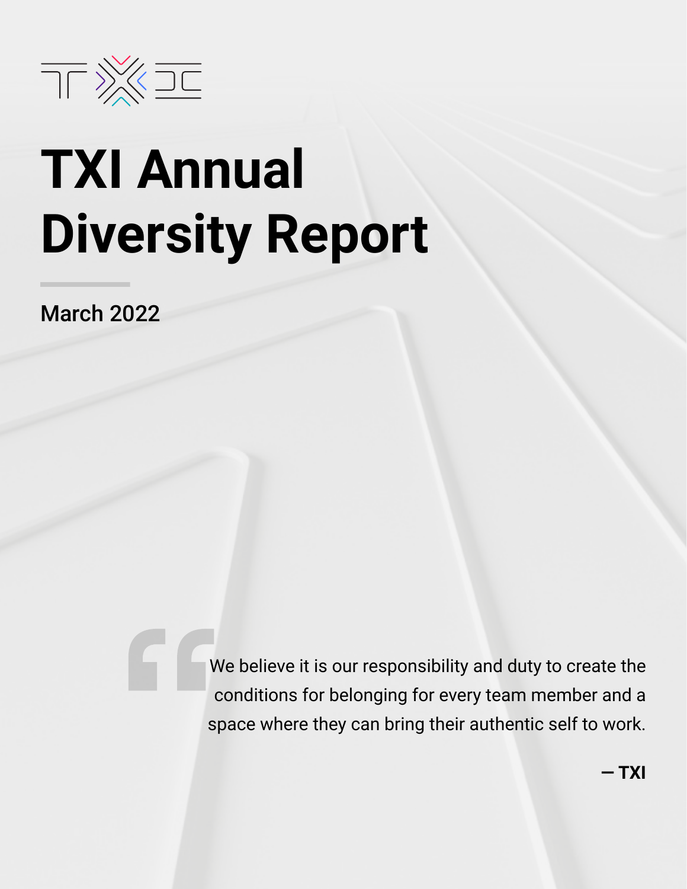# TXI Annual Diversity Report

March 2022

> We believe it is our responsibility and duty to create the conditions for belonging for every team member and a space where they can bring their authentic self to work.
>
> **— TXI**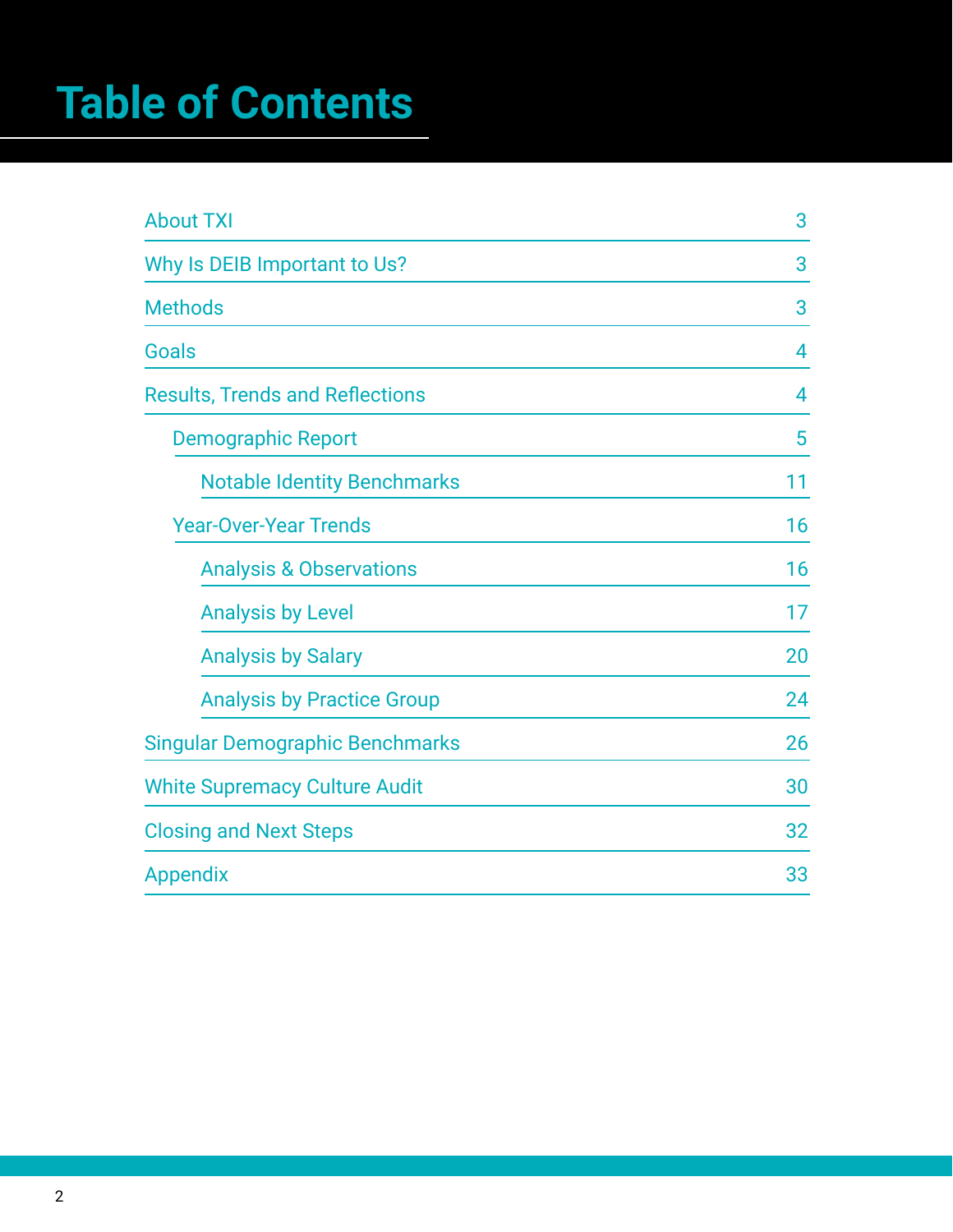# Table of Contents

| Section | Page |
| --- | --- |
| About TXI | 3 |
| Why Is DEIB Important to Us? | 3 |
| Methods | 3 |
| Goals | 4 |
| Results, Trends and Reflections | 4 |
| Demographic Report | 5 |
| Notable Identity Benchmarks | 11 |
| Year-Over-Year Trends | 16 |
| Analysis & Observations | 16 |
| Analysis by Level | 17 |
| Analysis by Salary | 20 |
| Analysis by Practice Group | 24 |
| Singular Demographic Benchmarks | 26 |
| White Supremacy Culture Audit | 30 |
| Closing and Next Steps | 32 |
| Appendix | 33 |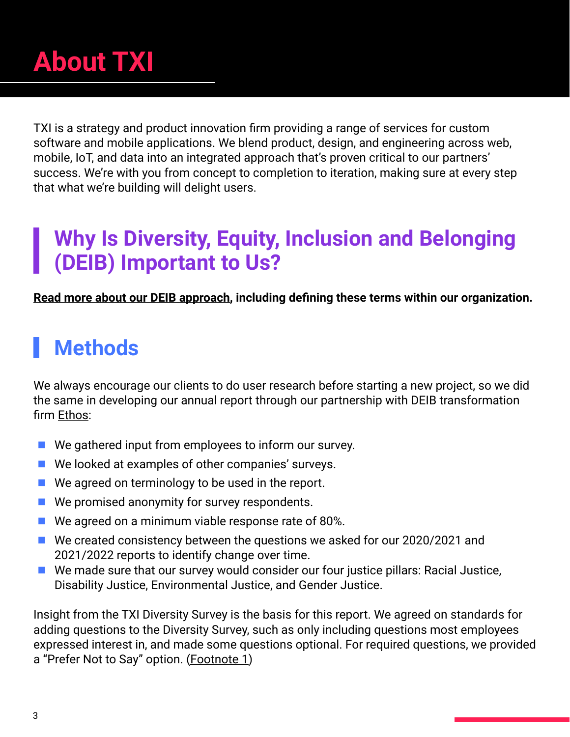# About TXI

TXI is a strategy and product innovation firm providing a range of services for custom software and mobile applications. We blend product, design, and engineering across web, mobile, IoT, and data into an integrated approach that's proven critical to our partners' success. We're with you from concept to completion to iteration, making sure at every step that what we're building will delight users.

## Why Is Diversity, Equity, Inclusion and Belonging (DEIB) Important to Us?

**Read more about our DEIB approach, including defining these terms within our organization.**

## Methods

We always encourage our clients to do user research before starting a new project, so we did the same in developing our annual report through our partnership with DEIB transformation firm Ethos:

- We gathered input from employees to inform our survey.
- We looked at examples of other companies' surveys.
- We agreed on terminology to be used in the report.
- We promised anonymity for survey respondents.
- We agreed on a minimum viable response rate of 80%.
- We created consistency between the questions we asked for our 2020/2021 and 2021/2022 reports to identify change over time.
- We made sure that our survey would consider our four justice pillars: Racial Justice, Disability Justice, Environmental Justice, and Gender Justice.

Insight from the TXI Diversity Survey is the basis for this report. We agreed on standards for adding questions to the Diversity Survey, such as only including questions most employees expressed interest in, and made some questions optional. For required questions, we provided a "Prefer Not to Say" option. (Footnote 1)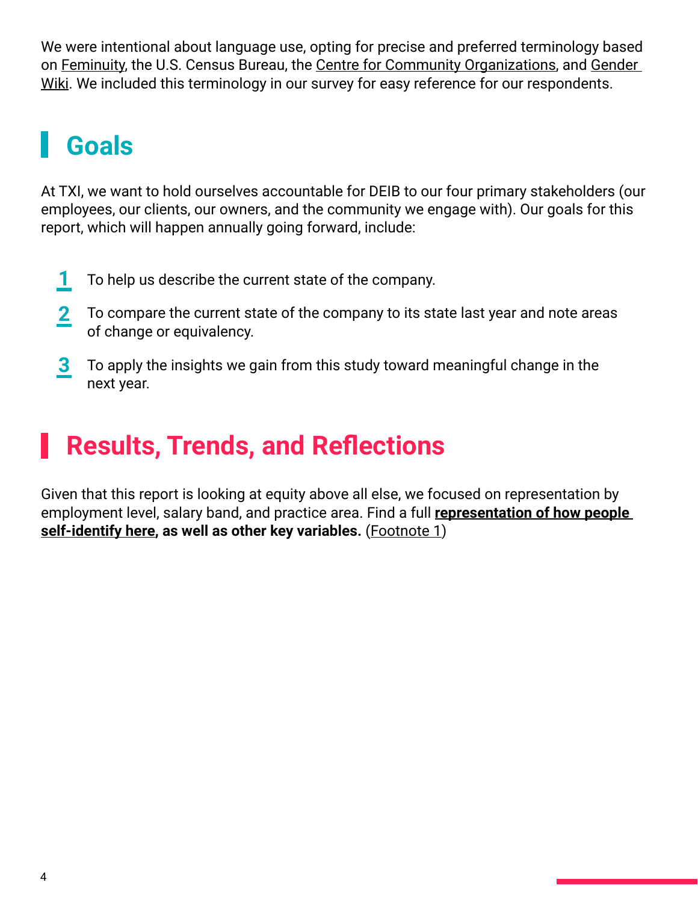We were intentional about language use, opting for precise and preferred terminology based on Feminuity, the U.S. Census Bureau, the Centre for Community Organizations, and Gender Wiki. We included this terminology in our survey for easy reference for our respondents.

## Goals

At TXI, we want to hold ourselves accountable for DEIB to our four primary stakeholders (our employees, our clients, our owners, and the community we engage with). Our goals for this report, which will happen annually going forward, include:

1. To help us describe the current state of the company.
2. To compare the current state of the company to its state last year and note areas of change or equivalency.
3. To apply the insights we gain from this study toward meaningful change in the next year.

## Results, Trends, and Reflections

Given that this report is looking at equity above all else, we focused on representation by employment level, salary band, and practice area. Find a full **representation of how people self-identify here, as well as other key variables.** (Footnote 1)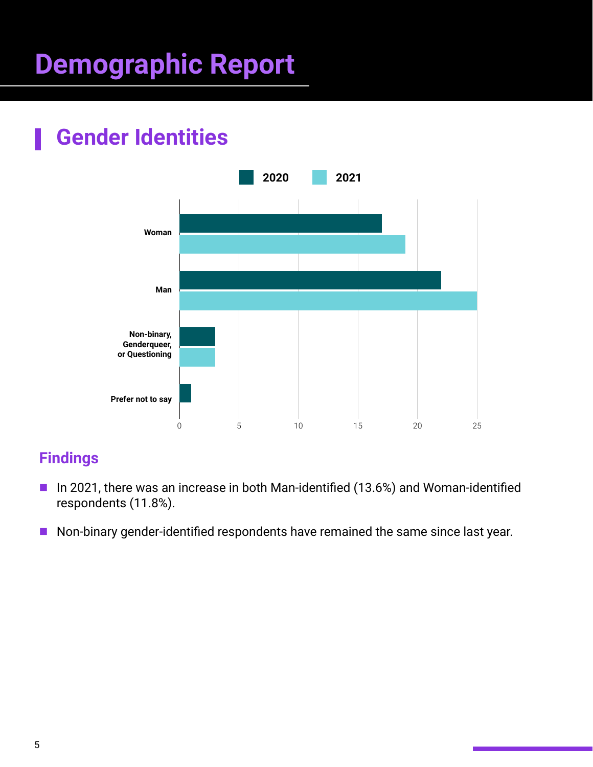# Demographic Report

## Gender Identities

## Findings

- In 2021, there was an increase in both Man-identified (13.6%) and Woman-identified respondents (11.8%).
- Non-binary gender-identified respondents have remained the same since last year.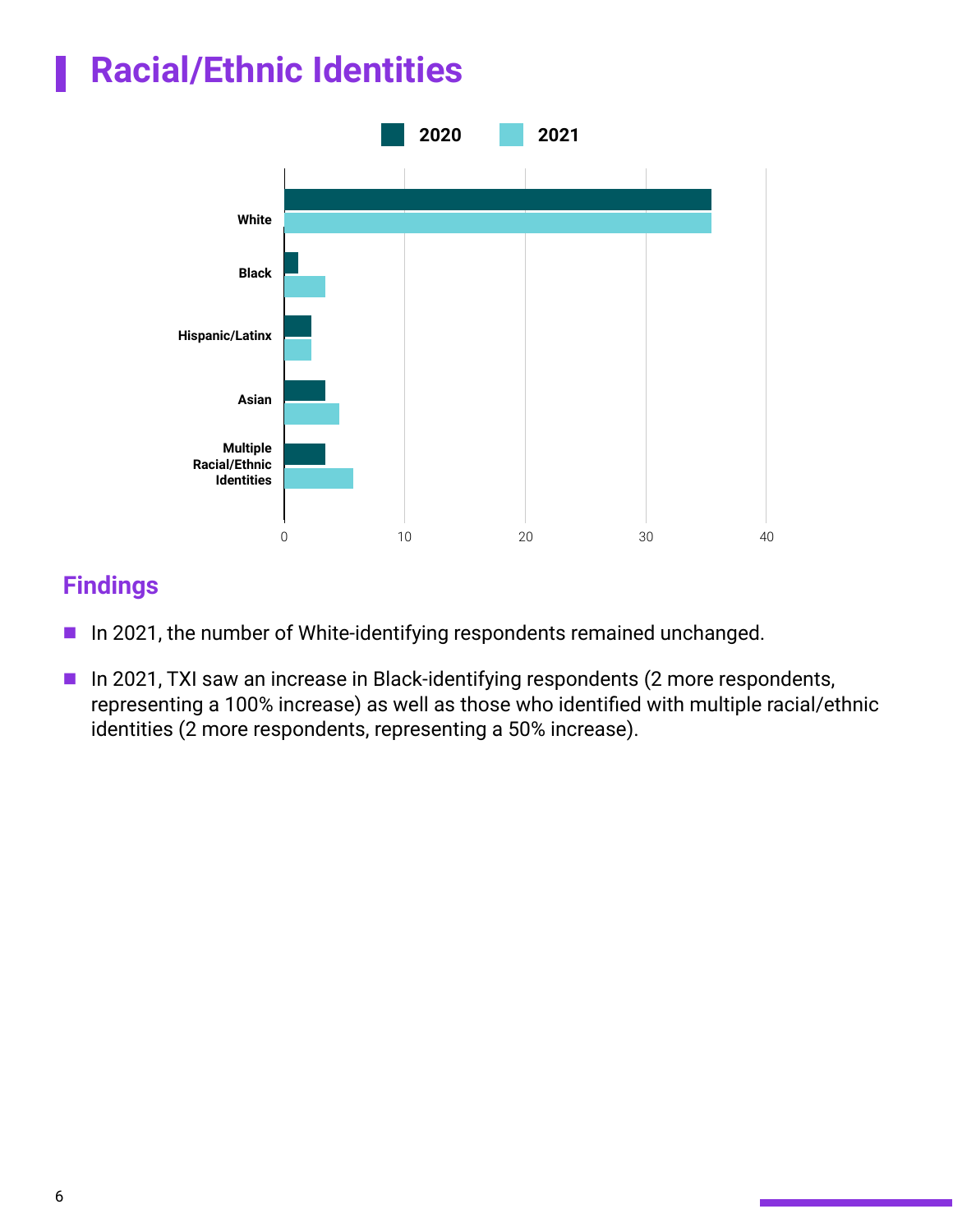# Racial/Ethnic Identities

## Findings

- In 2021, the number of White-identifying respondents remained unchanged.
- In 2021, TXI saw an increase in Black-identifying respondents (2 more respondents, representing a 100% increase) as well as those who identified with multiple racial/ethnic identities (2 more respondents, representing a 50% increase).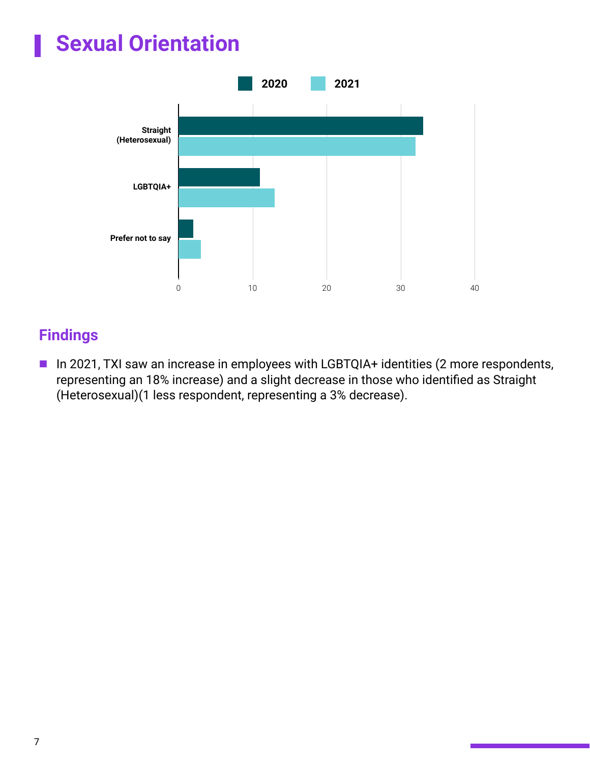# Sexual Orientation

2020 2021

Straight (Heterosexual)

LGBTQIA+

Prefer not to say

0 10 20 30 40

## Findings

- In 2021, TXI saw an increase in employees with LGBTQIA+ identities (2 more respondents, representing an 18% increase) and a slight decrease in those who identified as Straight (Heterosexual)(1 less respondent, representing a 3% decrease).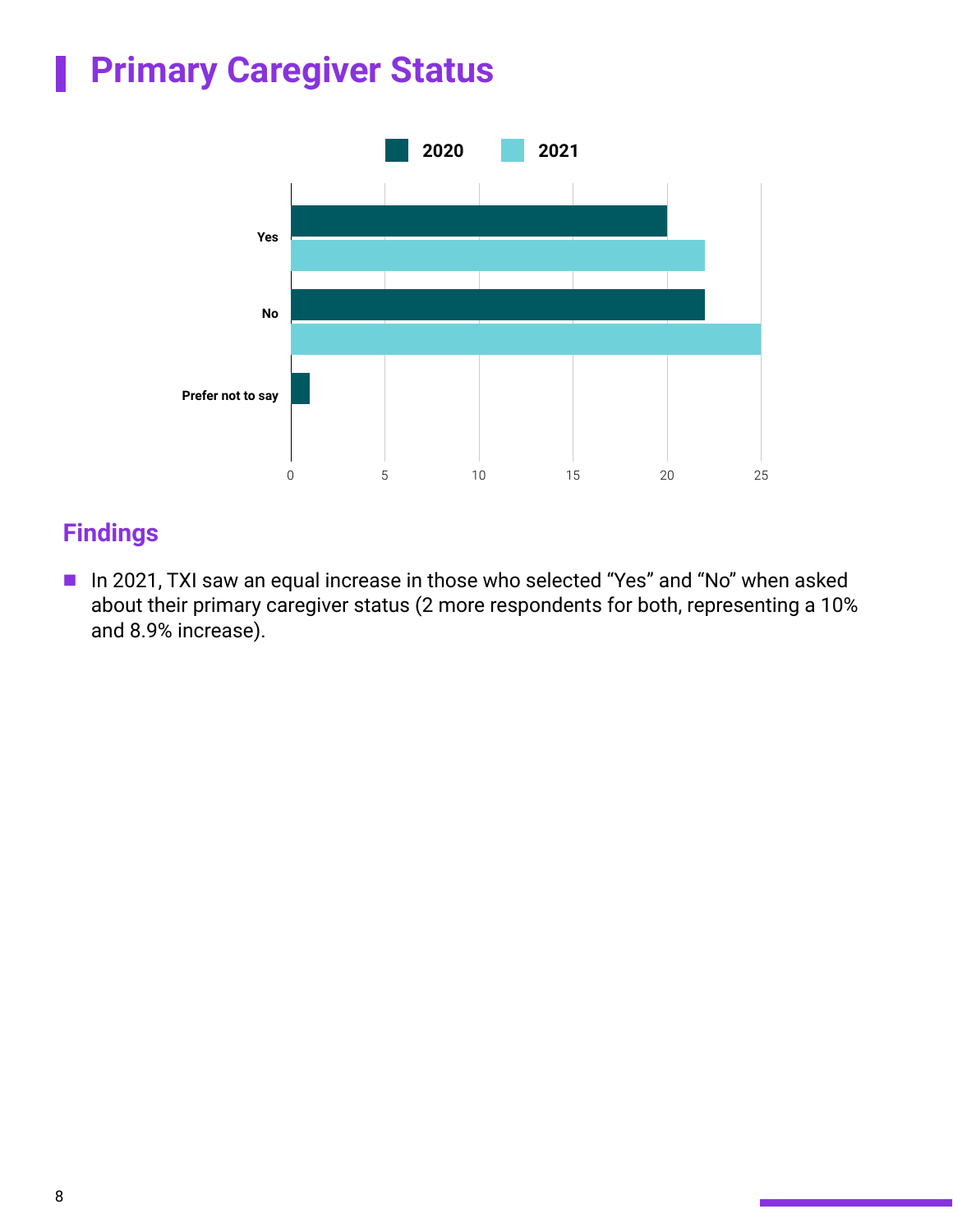# Primary Caregiver Status

| | 2020 | 2021 |
| --- | --- | --- |
| Yes | 20 | 22 |
| No | 22 | 25 |
| Prefer not to say | 1 | |

## Findings

- In 2021, TXI saw an equal increase in those who selected “Yes” and “No” when asked about their primary caregiver status (2 more respondents for both, representing a 10% and 8.9% increase).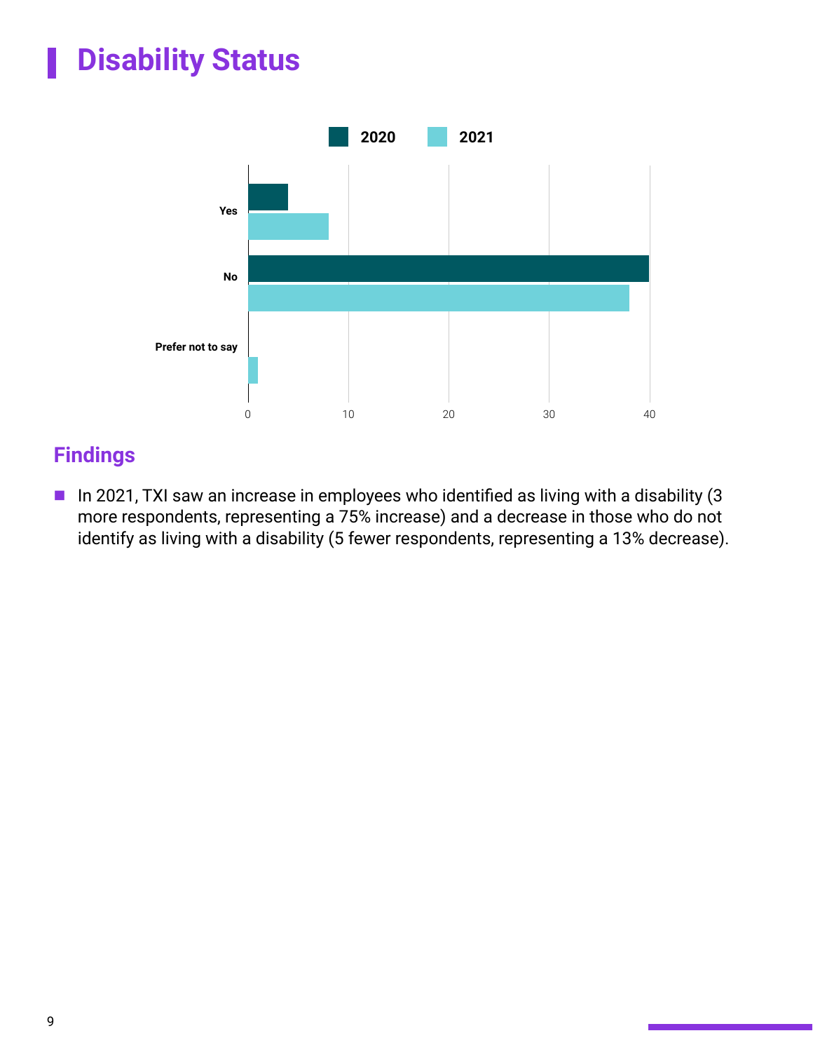# Disability Status

| | 2020 | 2021 |
|---|---|---|
| Yes | 4 | 8 |
| No | 40 | 38 |
| Prefer not to say | 0 | 1 |

## Findings

- In 2021, TXI saw an increase in employees who identified as living with a disability (3 more respondents, representing a 75% increase) and a decrease in those who do not identify as living with a disability (5 fewer respondents, representing a 13% decrease).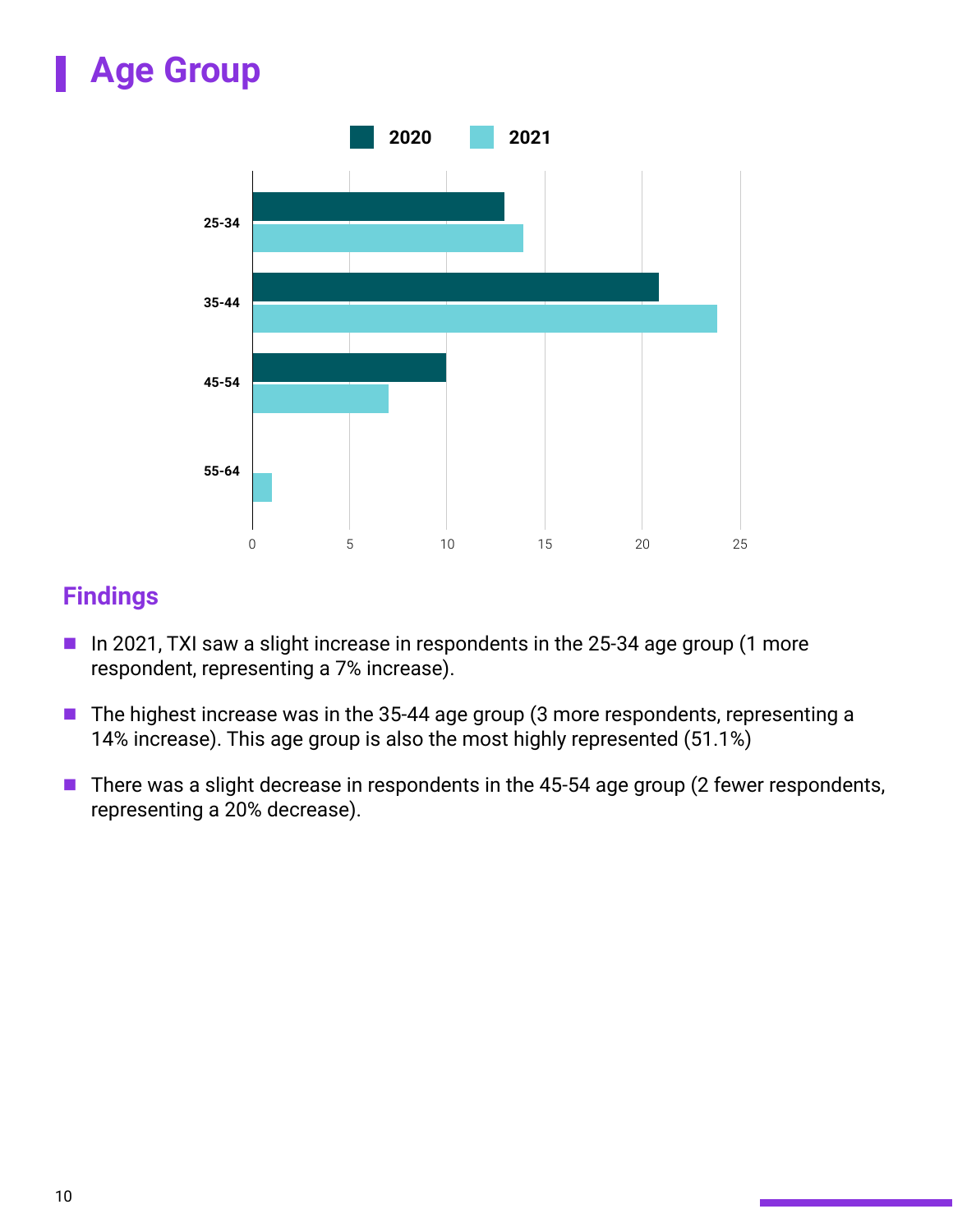# Age Group

## Findings

- In 2021, TXI saw a slight increase in respondents in the 25-34 age group (1 more respondent, representing a 7% increase).
- The highest increase was in the 35-44 age group (3 more respondents, representing a 14% increase). This age group is also the most highly represented (51.1%)
- There was a slight decrease in respondents in the 45-54 age group (2 fewer respondents, representing a 20% decrease).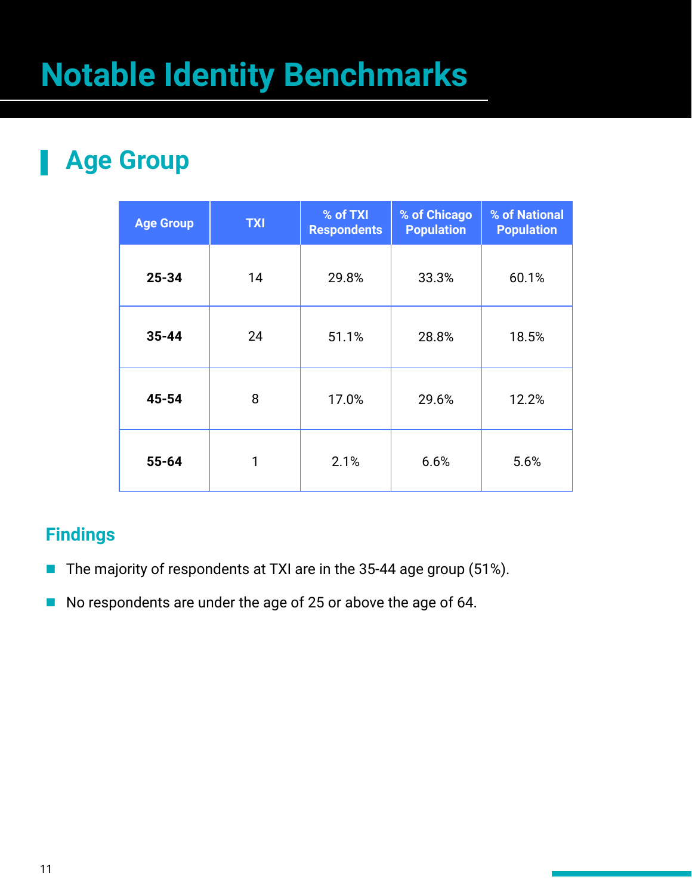# Notable Identity Benchmarks

## Age Group

| Age Group | TXI | % of TXI Respondents | % of Chicago Population | % of National Population |
|---|---|---|---|---|
| **25-34** | 14 | 29.8% | 33.3% | 60.1% |
| **35-44** | 24 | 51.1% | 28.8% | 18.5% |
| **45-54** | 8 | 17.0% | 29.6% | 12.2% |
| **55-64** | 1 | 2.1% | 6.6% | 5.6% |

### Findings

- The majority of respondents at TXI are in the 35-44 age group (51%).
- No respondents are under the age of 25 or above the age of 64.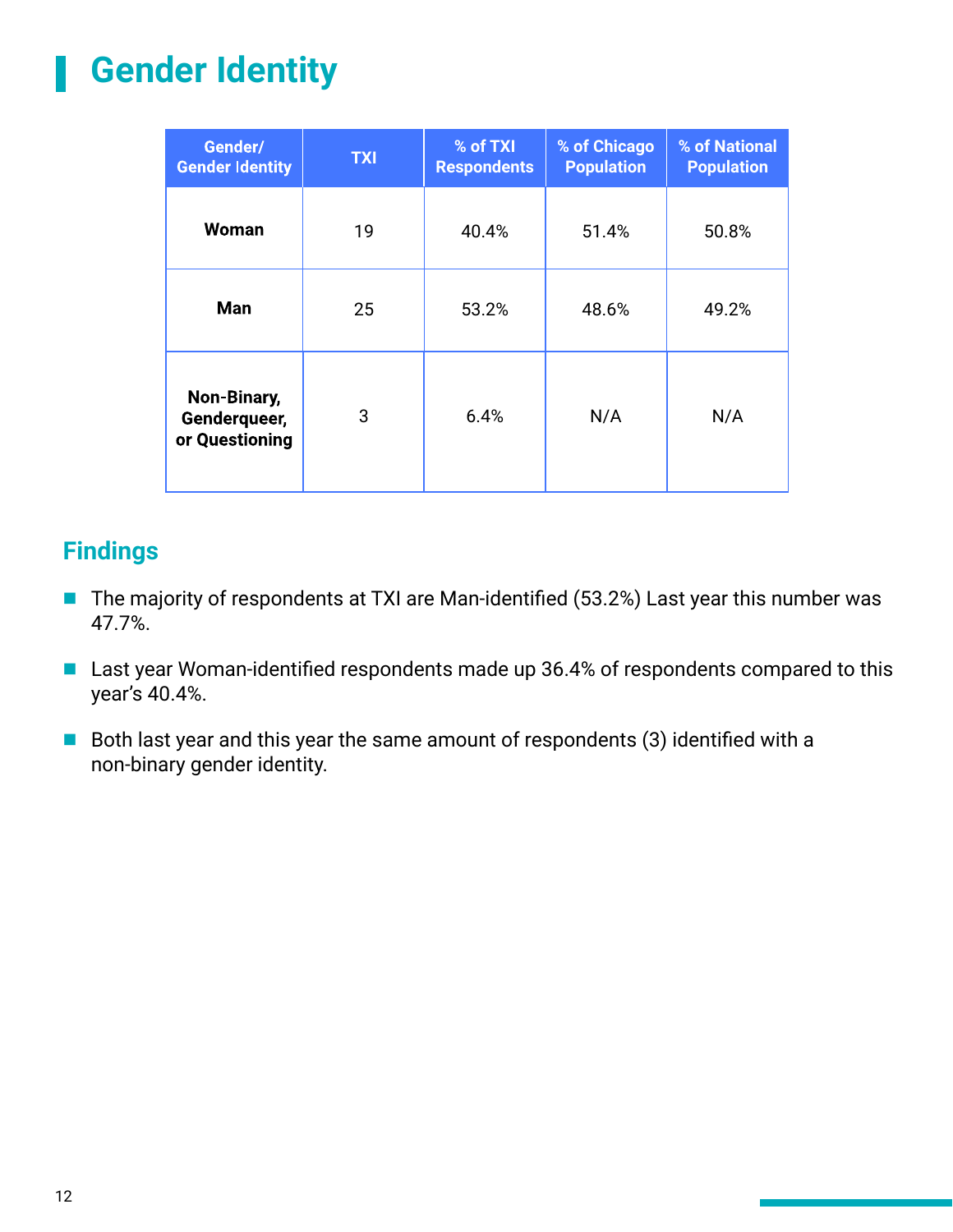# Gender Identity

| Gender/ Gender Identity | TXI | % of TXI Respondents | % of Chicago Population | % of National Population |
| --- | --- | --- | --- | --- |
| **Woman** | 19 | 40.4% | 51.4% | 50.8% |
| **Man** | 25 | 53.2% | 48.6% | 49.2% |
| **Non-Binary, Genderqueer, or Questioning** | 3 | 6.4% | N/A | N/A |

## Findings

- The majority of respondents at TXI are Man-identified (53.2%) Last year this number was 47.7%.
- Last year Woman-identified respondents made up 36.4% of respondents compared to this year's 40.4%.
- Both last year and this year the same amount of respondents (3) identified with a non-binary gender identity.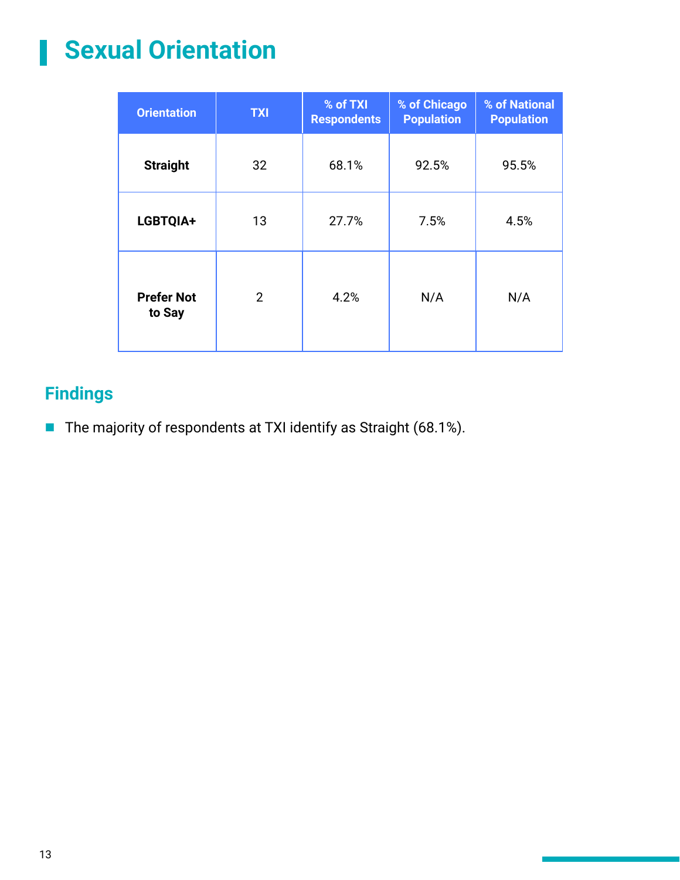# Sexual Orientation

| Orientation | TXI | % of TXI Respondents | % of Chicago Population | % of National Population |
|---|---|---|---|---|
| **Straight** | 32 | 68.1% | 92.5% | 95.5% |
| **LGBTQIA+** | 13 | 27.7% | 7.5% | 4.5% |
| **Prefer Not to Say** | 2 | 4.2% | N/A | N/A |

## Findings

- The majority of respondents at TXI identify as Straight (68.1%).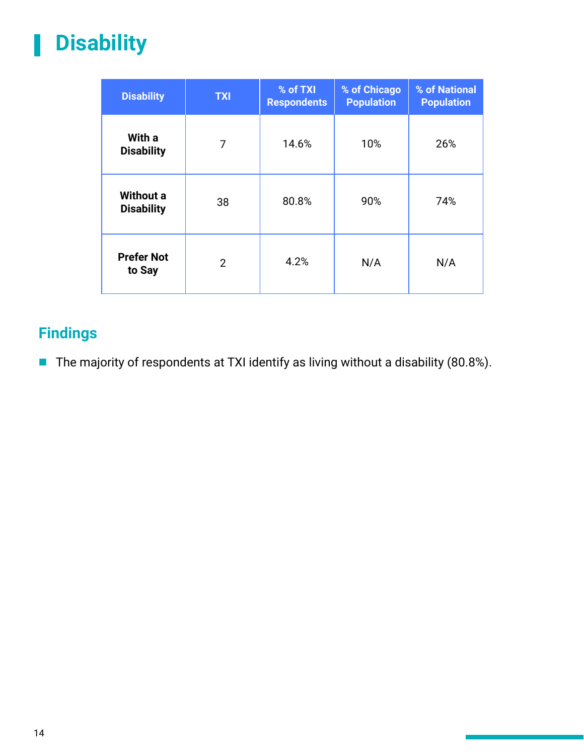# Disability

| Disability | TXI | % of TXI Respondents | % of Chicago Population | % of National Population |
|---|---|---|---|---|
| **With a Disability** | 7 | 14.6% | 10% | 26% |
| **Without a Disability** | 38 | 80.8% | 90% | 74% |
| **Prefer Not to Say** | 2 | 4.2% | N/A | N/A |

## Findings

- The majority of respondents at TXI identify as living without a disability (80.8%).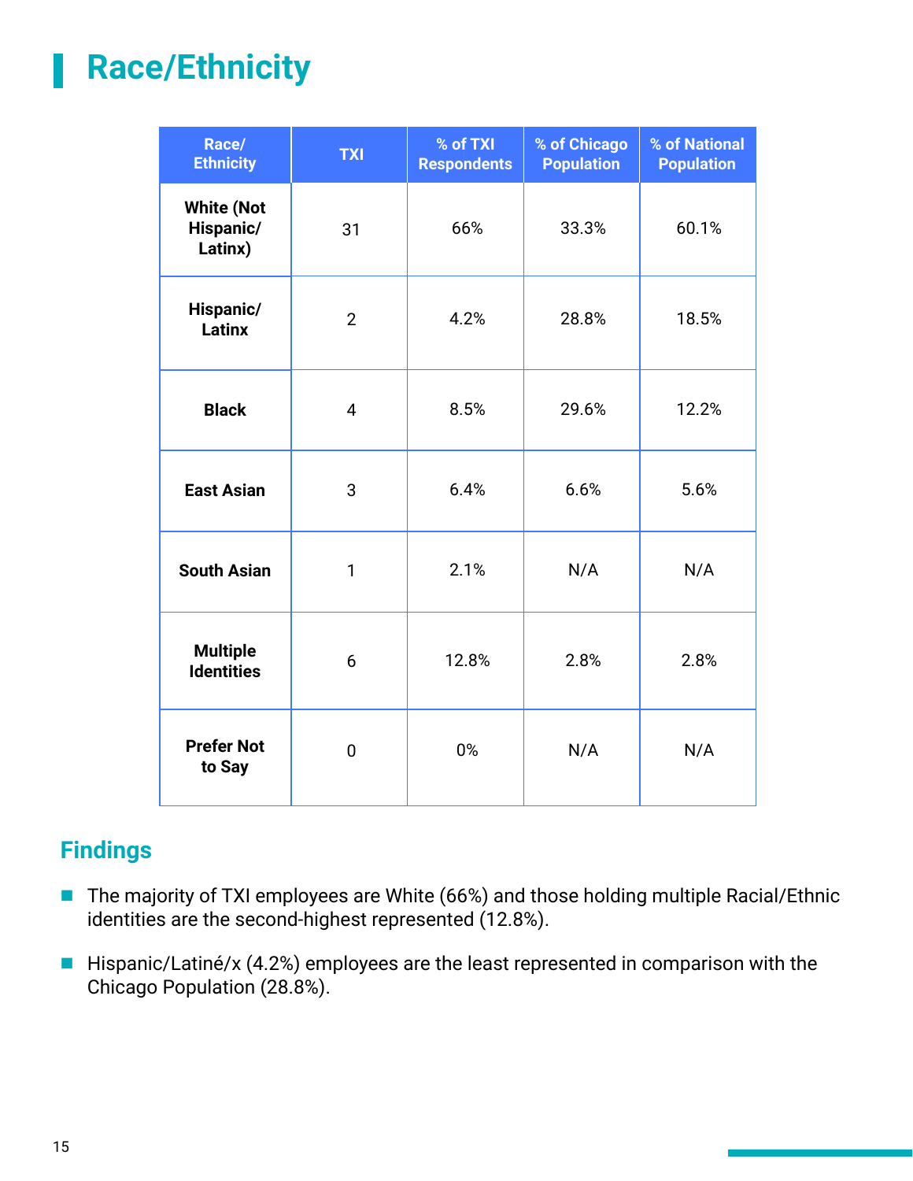# Race/Ethnicity

| Race/ Ethnicity | TXI | % of TXI Respondents | % of Chicago Population | % of National Population |
|---|---|---|---|---|
| **White (Not Hispanic/ Latinx)** | 31 | 66% | 33.3% | 60.1% |
| **Hispanic/ Latinx** | 2 | 4.2% | 28.8% | 18.5% |
| **Black** | 4 | 8.5% | 29.6% | 12.2% |
| **East Asian** | 3 | 6.4% | 6.6% | 5.6% |
| **South Asian** | 1 | 2.1% | N/A | N/A |
| **Multiple Identities** | 6 | 12.8% | 2.8% | 2.8% |
| **Prefer Not to Say** | 0 | 0% | N/A | N/A |

## Findings

- The majority of TXI employees are White (66%) and those holding multiple Racial/Ethnic identities are the second-highest represented (12.8%).
- Hispanic/Latiné/x (4.2%) employees are the least represented in comparison with the Chicago Population (28.8%).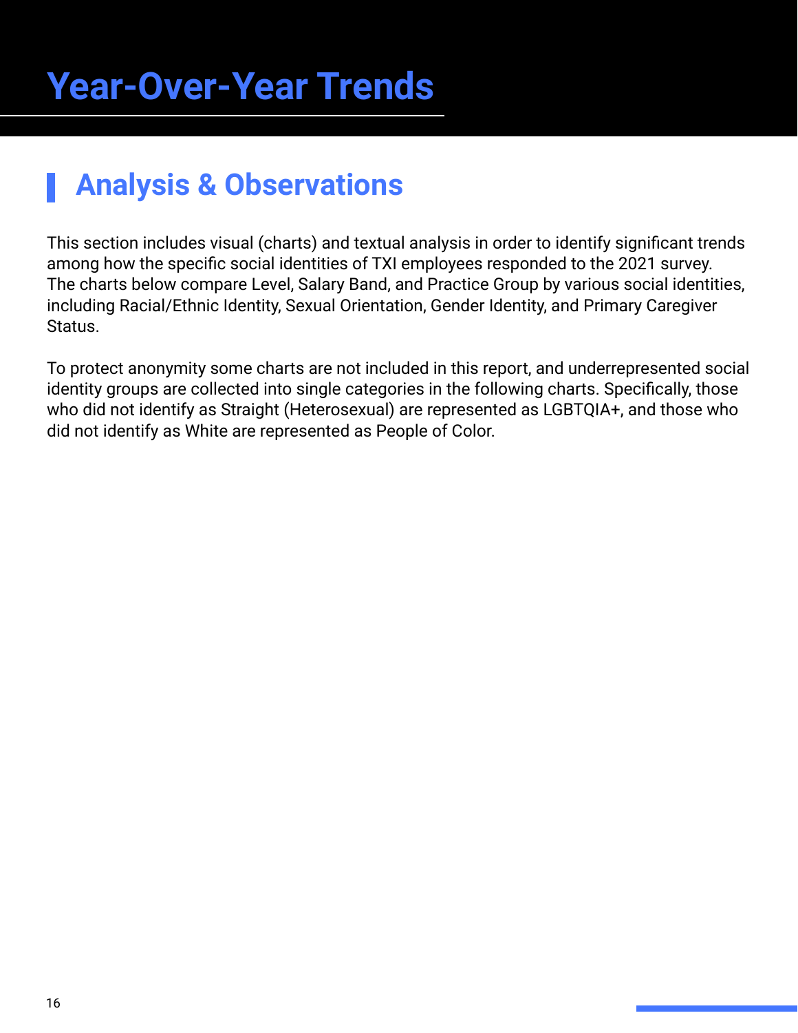# Year-Over-Year Trends

## Analysis & Observations

This section includes visual (charts) and textual analysis in order to identify significant trends among how the specific social identities of TXI employees responded to the 2021 survey. The charts below compare Level, Salary Band, and Practice Group by various social identities, including Racial/Ethnic Identity, Sexual Orientation, Gender Identity, and Primary Caregiver Status.

To protect anonymity some charts are not included in this report, and underrepresented social identity groups are collected into single categories in the following charts. Specifically, those who did not identify as Straight (Heterosexual) are represented as LGBTQIA+, and those who did not identify as White are represented as People of Color.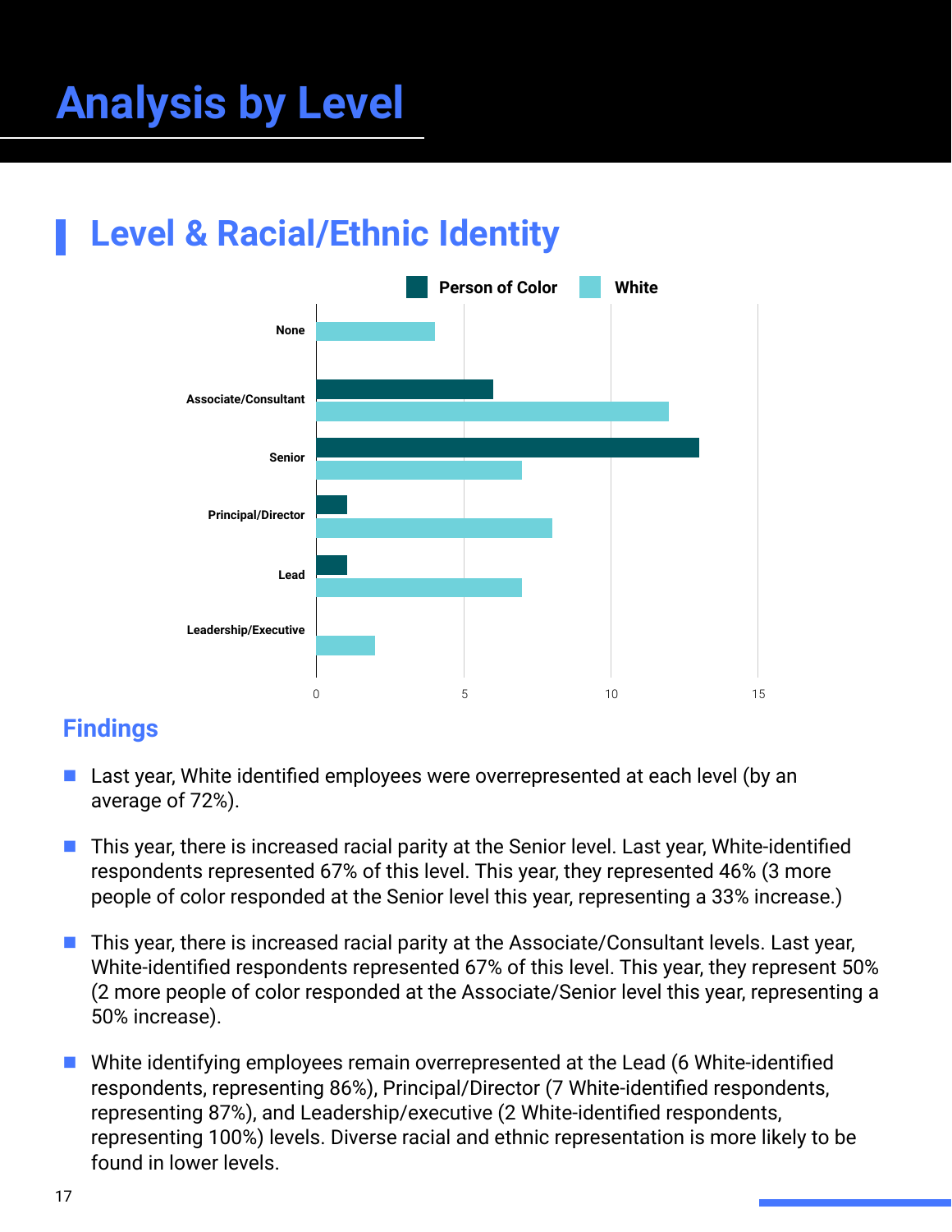# Analysis by Level

## Level & Racial/Ethnic Identity

### Findings

- Last year, White identified employees were overrepresented at each level (by an average of 72%).
- This year, there is increased racial parity at the Senior level. Last year, White-identified respondents represented 67% of this level. This year, they represented 46% (3 more people of color responded at the Senior level this year, representing a 33% increase.)
- This year, there is increased racial parity at the Associate/Consultant levels. Last year, White-identified respondents represented 67% of this level. This year, they represent 50% (2 more people of color responded at the Associate/Senior level this year, representing a 50% increase).
- White identifying employees remain overrepresented at the Lead (6 White-identified respondents, representing 86%), Principal/Director (7 White-identified respondents, representing 87%), and Leadership/executive (2 White-identified respondents, representing 100%) levels. Diverse racial and ethnic representation is more likely to be found in lower levels.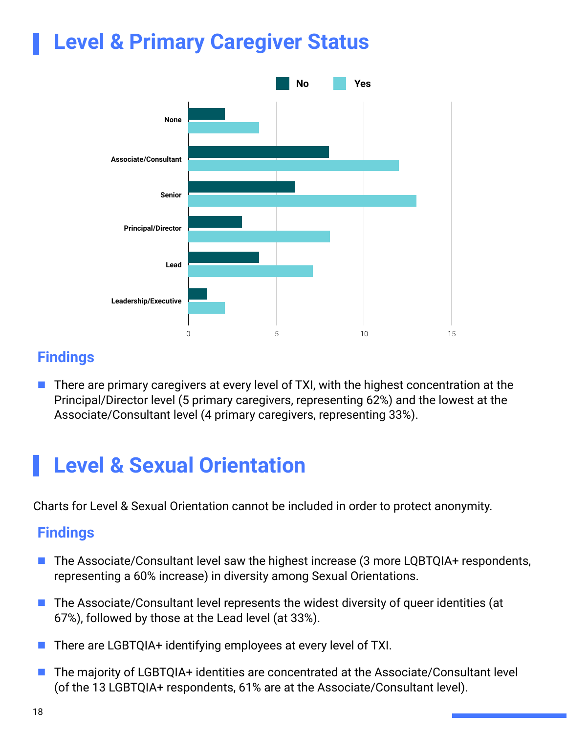# Level & Primary Caregiver Status

| Level | No | Yes |
| --- | --- | --- |
| None | 2 | 4 |
| Associate/Consultant | 8 | 12 |
| Senior | 6 | 13 |
| Principal/Director | 3 | 8 |
| Lead | 4 | 7 |
| Leadership/Executive | 1 | 2 |

## Findings

- There are primary caregivers at every level of TXI, with the highest concentration at the Principal/Director level (5 primary caregivers, representing 62%) and the lowest at the Associate/Consultant level (4 primary caregivers, representing 33%).

# Level & Sexual Orientation

Charts for Level & Sexual Orientation cannot be included in order to protect anonymity.

## Findings

- The Associate/Consultant level saw the highest increase (3 more LQBTQIA+ respondents, representing a 60% increase) in diversity among Sexual Orientations.
- The Associate/Consultant level represents the widest diversity of queer identities (at 67%), followed by those at the Lead level (at 33%).
- There are LGBTQIA+ identifying employees at every level of TXI.
- The majority of LGBTQIA+ identities are concentrated at the Associate/Consultant level (of the 13 LGBTQIA+ respondents, 61% are at the Associate/Consultant level).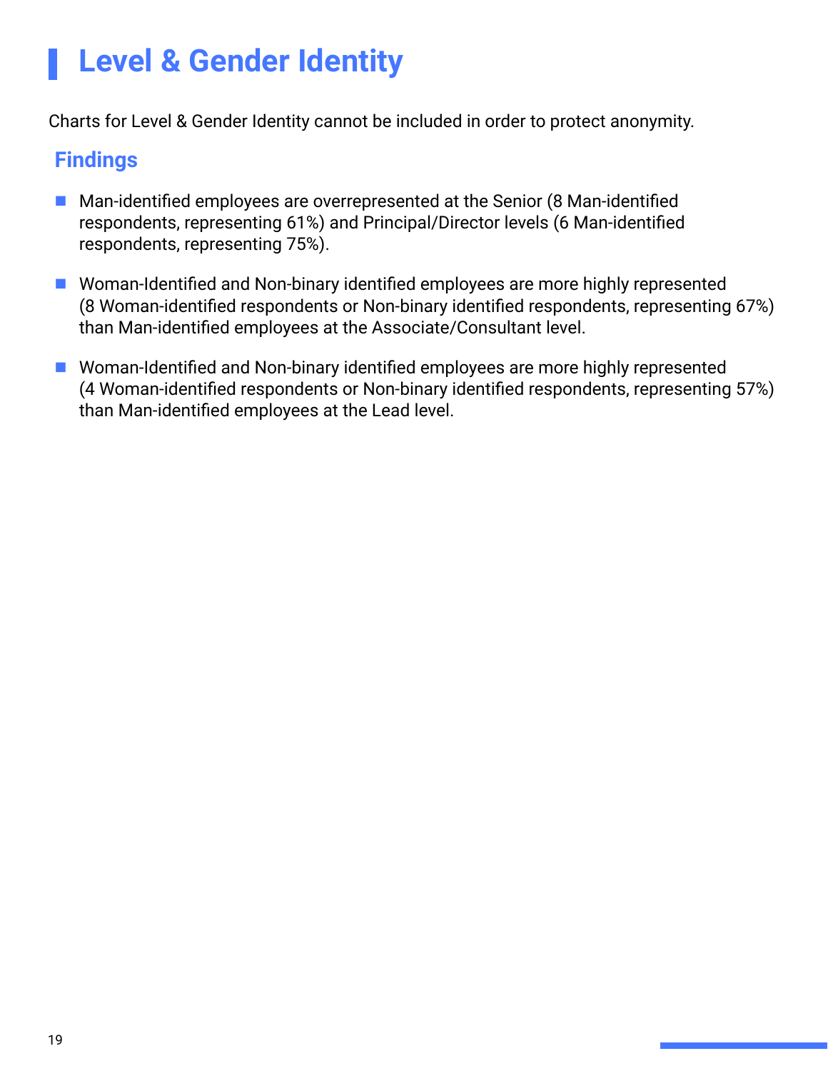# Level & Gender Identity

Charts for Level & Gender Identity cannot be included in order to protect anonymity.

## Findings

- Man-identified employees are overrepresented at the Senior (8 Man-identified respondents, representing 61%) and Principal/Director levels (6 Man-identified respondents, representing 75%).

- Woman-Identified and Non-binary identified employees are more highly represented (8 Woman-identified respondents or Non-binary identified respondents, representing 67%) than Man-identified employees at the Associate/Consultant level.

- Woman-Identified and Non-binary identified employees are more highly represented (4 Woman-identified respondents or Non-binary identified respondents, representing 57%) than Man-identified employees at the Lead level.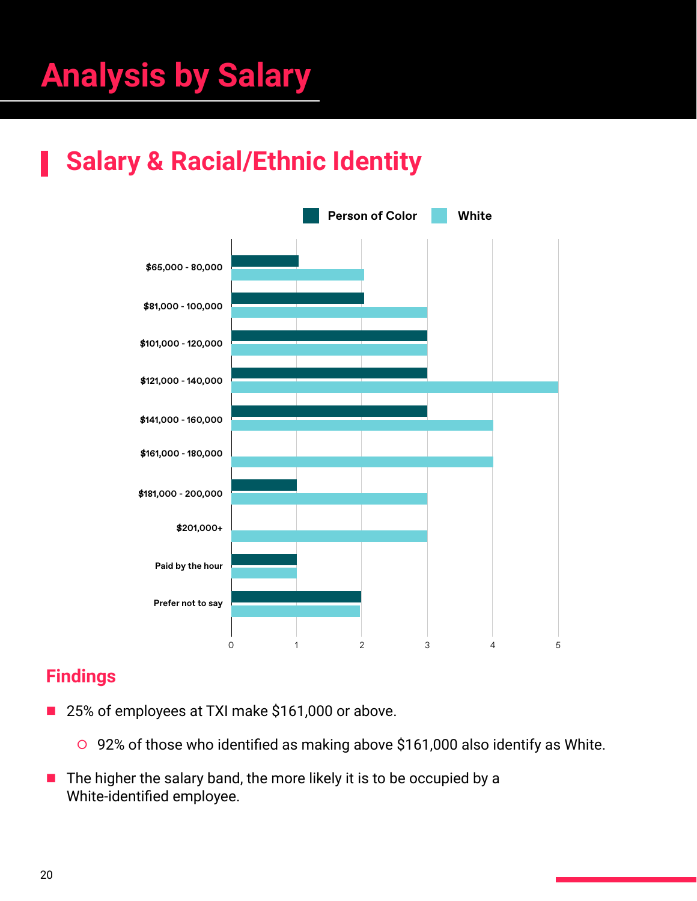# Analysis by Salary

## Salary & Racial/Ethnic Identity

| Salary | Person of Color | White |
|---|---|---|
| $65,000 - 80,000 | 1 | 2 |
| $81,000 - 100,000 | 2 | 3 |
| $101,000 - 120,000 | 3 | 3 |
| $121,000 - 140,000 | 3 | 5 |
| $141,000 - 160,000 | 3 | 4 |
| $161,000 - 180,000 | 0 | 4 |
| $181,000 - 200,000 | 1 | 3 |
| $201,000+ | 0 | 3 |
| Paid by the hour | 1 | 1 |
| Prefer not to say | 2 | 2 |

### Findings

- 25% of employees at TXI make $161,000 or above.
  - 92% of those who identified as making above $161,000 also identify as White.
- The higher the salary band, the more likely it is to be occupied by a White-identified employee.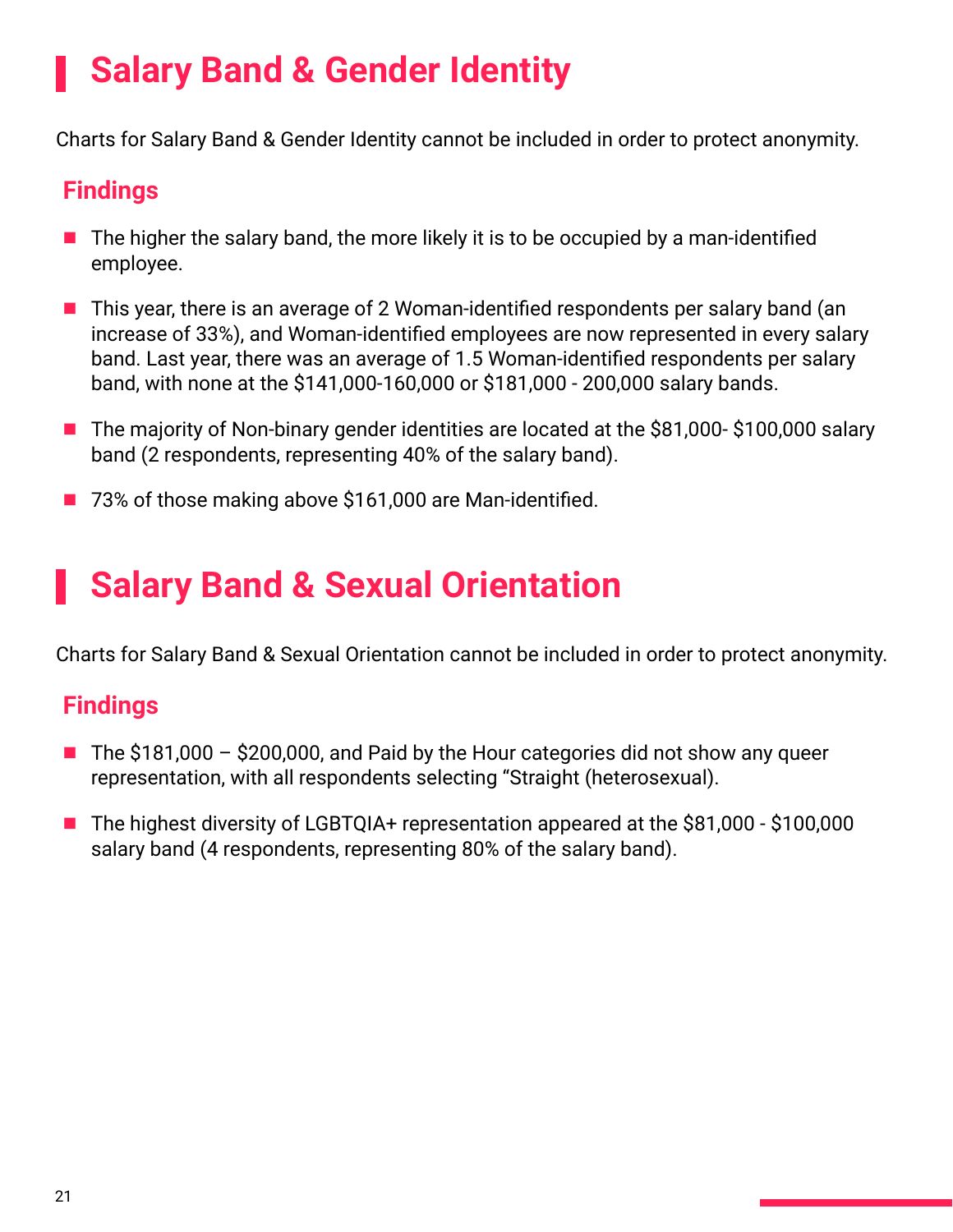# Salary Band & Gender Identity

Charts for Salary Band & Gender Identity cannot be included in order to protect anonymity.

## Findings

- The higher the salary band, the more likely it is to be occupied by a man-identified employee.
- This year, there is an average of 2 Woman-identified respondents per salary band (an increase of 33%), and Woman-identified employees are now represented in every salary band. Last year, there was an average of 1.5 Woman-identified respondents per salary band, with none at the $141,000-160,000 or $181,000 - 200,000 salary bands.
- The majority of Non-binary gender identities are located at the $81,000- $100,000 salary band (2 respondents, representing 40% of the salary band).
- 73% of those making above $161,000 are Man-identified.

# Salary Band & Sexual Orientation

Charts for Salary Band & Sexual Orientation cannot be included in order to protect anonymity.

## Findings

- The $181,000 – $200,000, and Paid by the Hour categories did not show any queer representation, with all respondents selecting "Straight (heterosexual).
- The highest diversity of LGBTQIA+ representation appeared at the $81,000 - $100,000 salary band (4 respondents, representing 80% of the salary band).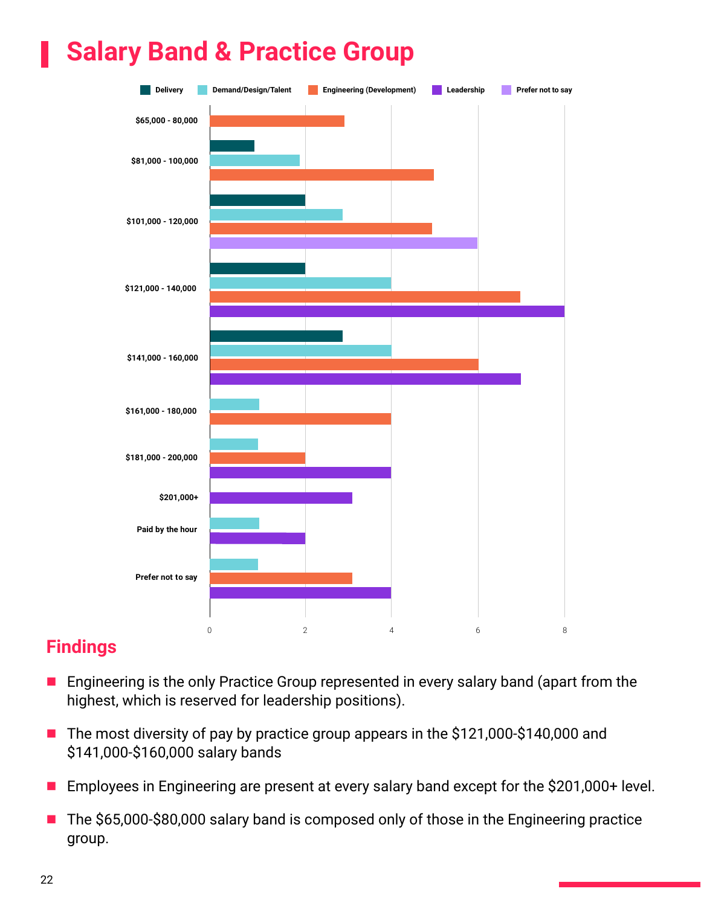# Salary Band & Practice Group

## Findings

- Engineering is the only Practice Group represented in every salary band (apart from the highest, which is reserved for leadership positions).
- The most diversity of pay by practice group appears in the $121,000-$140,000 and $141,000-$160,000 salary bands
- Employees in Engineering are present at every salary band except for the $201,000+ level.
- The $65,000-$80,000 salary band is composed only of those in the Engineering practice group.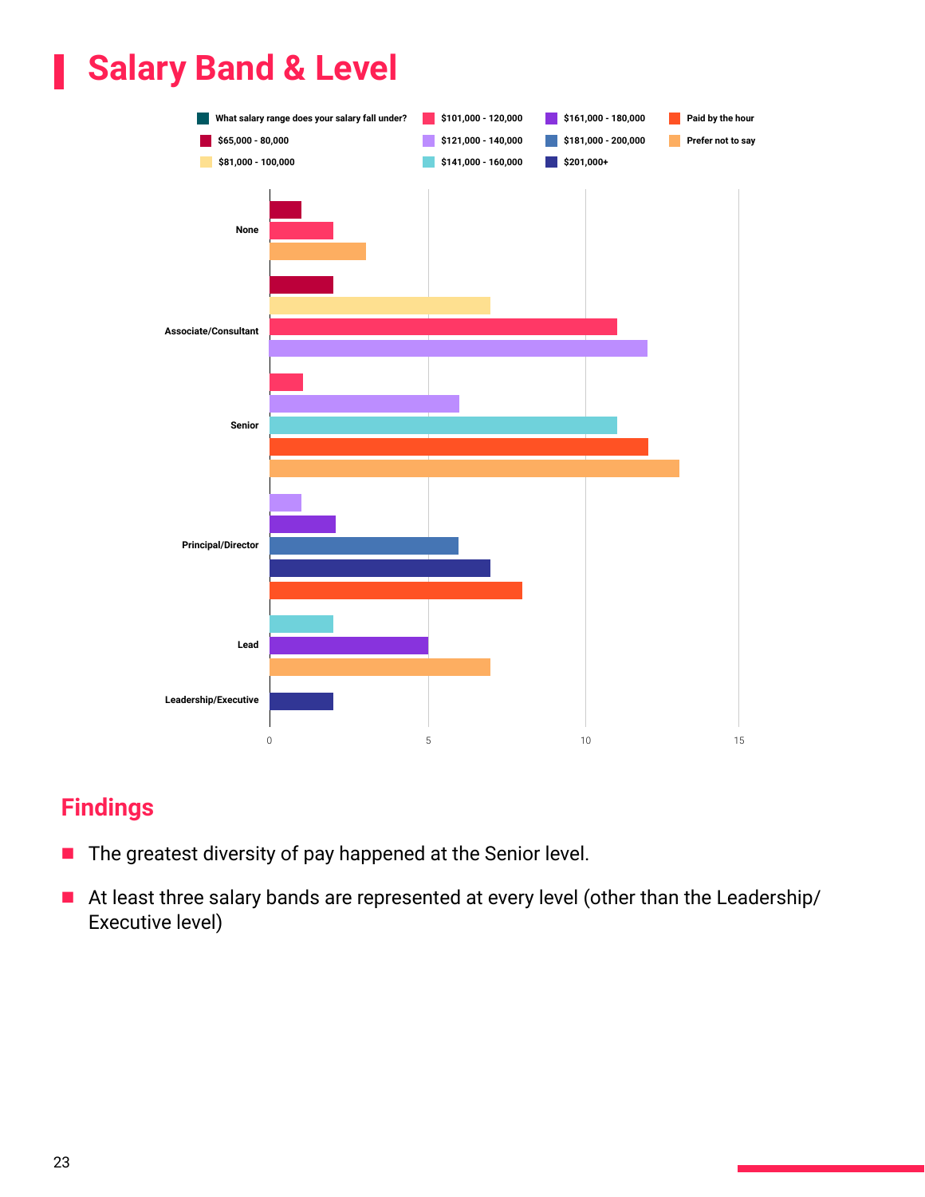# Salary Band & Level

What salary range does your salary fall under?

| Level | Salary range | Count |
|---|---|---|
| None | $65,000 - 80,000 | 1 |
| None | $101,000 - 120,000 | 2 |
| None | Prefer not to say | 3 |
| Associate/Consultant | $65,000 - 80,000 | 2 |
| Associate/Consultant | $81,000 - 100,000 | 7 |
| Associate/Consultant | $101,000 - 120,000 | 11 |
| Associate/Consultant | $121,000 - 140,000 | 12 |
| Senior | $101,000 - 120,000 | 1 |
| Senior | $121,000 - 140,000 | 6 |
| Senior | $141,000 - 160,000 | 11 |
| Senior | Paid by the hour | 12 |
| Senior | Prefer not to say | 13 |
| Principal/Director | $121,000 - 140,000 | 1 |
| Principal/Director | $161,000 - 180,000 | 2 |
| Principal/Director | $181,000 - 200,000 | 6 |
| Principal/Director | $201,000+ | 7 |
| Principal/Director | Paid by the hour | 8 |
| Lead | $141,000 - 160,000 | 2 |
| Lead | $161,000 - 180,000 | 5 |
| Lead | Prefer not to say | 7 |
| Leadership/Executive | $201,000+ | 2 |

## Findings

- The greatest diversity of pay happened at the Senior level.
- At least three salary bands are represented at every level (other than the Leadership/ Executive level)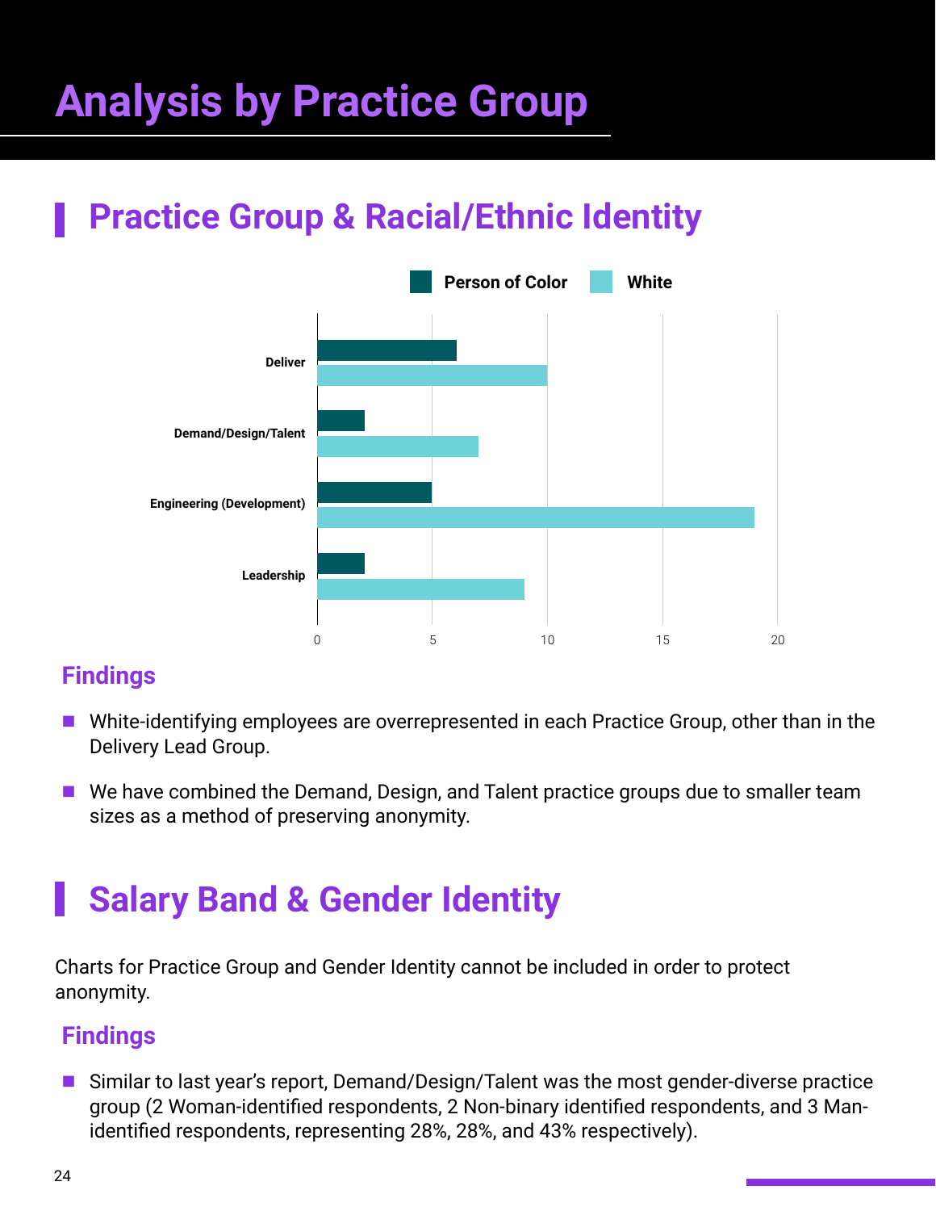# Analysis by Practice Group

## Practice Group & Racial/Ethnic Identity

### Findings

- White-identifying employees are overrepresented in each Practice Group, other than in the Delivery Lead Group.
- We have combined the Demand, Design, and Talent practice groups due to smaller team sizes as a method of preserving anonymity.

## Salary Band & Gender Identity

Charts for Practice Group and Gender Identity cannot be included in order to protect anonymity.

### Findings

- Similar to last year's report, Demand/Design/Talent was the most gender-diverse practice group (2 Woman-identified respondents, 2 Non-binary identified respondents, and 3 Man-identified respondents, representing 28%, 28%, and 43% respectively).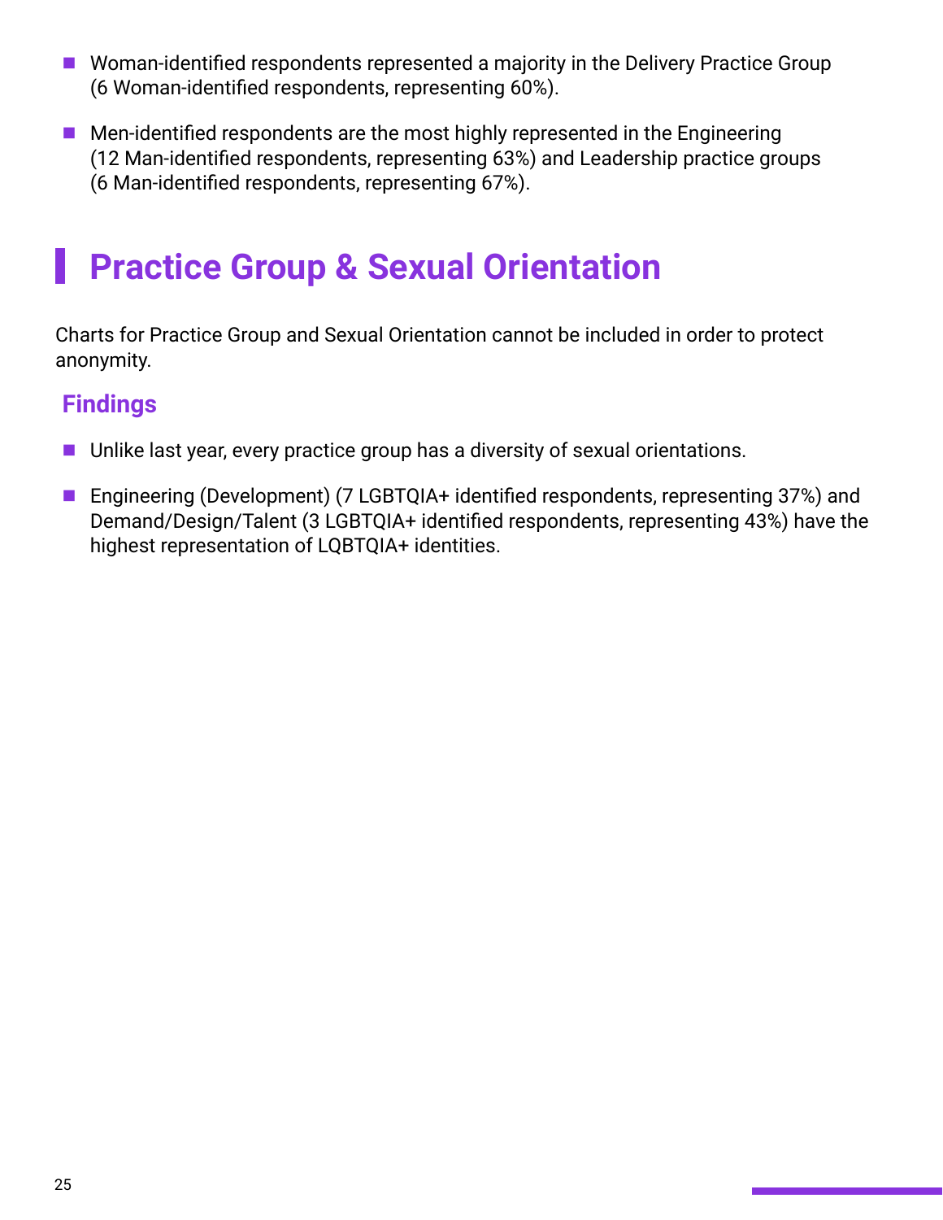- Woman-identified respondents represented a majority in the Delivery Practice Group (6 Woman-identified respondents, representing 60%).
- Men-identified respondents are the most highly represented in the Engineering (12 Man-identified respondents, representing 63%) and Leadership practice groups (6 Man-identified respondents, representing 67%).

## Practice Group & Sexual Orientation

Charts for Practice Group and Sexual Orientation cannot be included in order to protect anonymity.

### Findings

- Unlike last year, every practice group has a diversity of sexual orientations.
- Engineering (Development) (7 LGBTQIA+ identified respondents, representing 37%) and Demand/Design/Talent (3 LGBTQIA+ identified respondents, representing 43%) have the highest representation of LQBTQIA+ identities.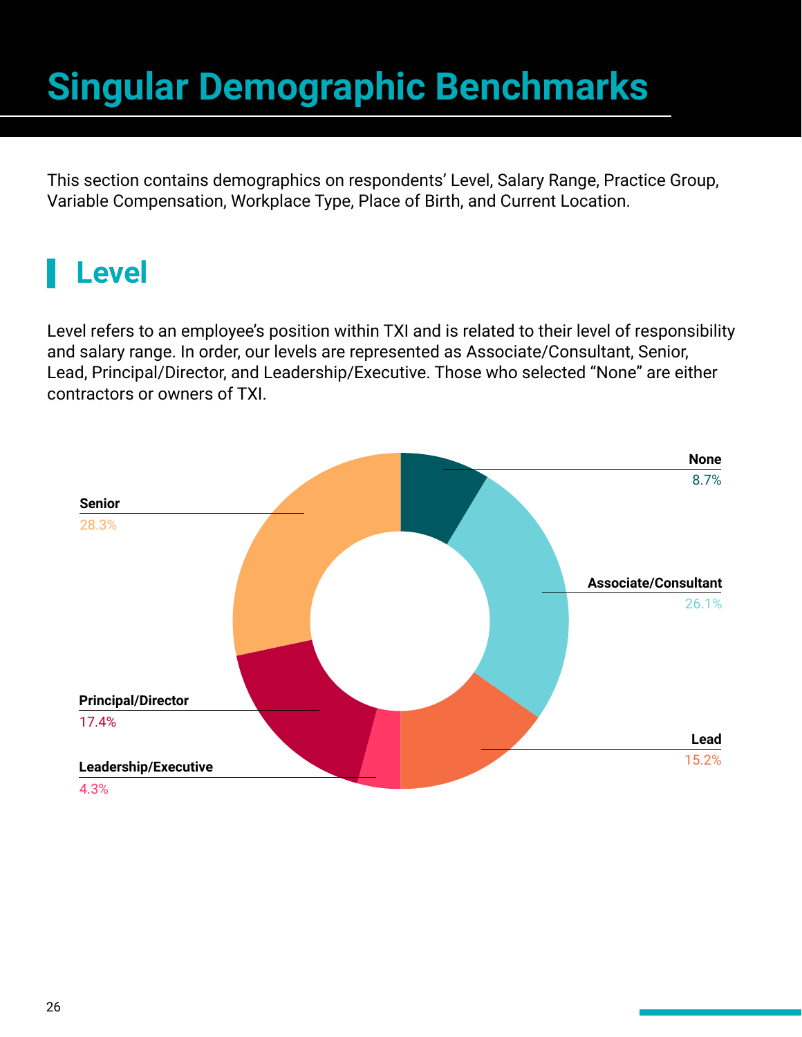# Singular Demographic Benchmarks

This section contains demographics on respondents' Level, Salary Range, Practice Group, Variable Compensation, Workplace Type, Place of Birth, and Current Location.

## Level

Level refers to an employee's position within TXI and is related to their level of responsibility and salary range. In order, our levels are represented as Associate/Consultant, Senior, Lead, Principal/Director, and Leadership/Executive. Those who selected "None" are either contractors or owners of TXI.

**None**
8.7%

**Senior**
28.3%

**Associate/Consultant**
26.1%

**Principal/Director**
17.4%

**Lead**
15.2%

**Leadership/Executive**
4.3%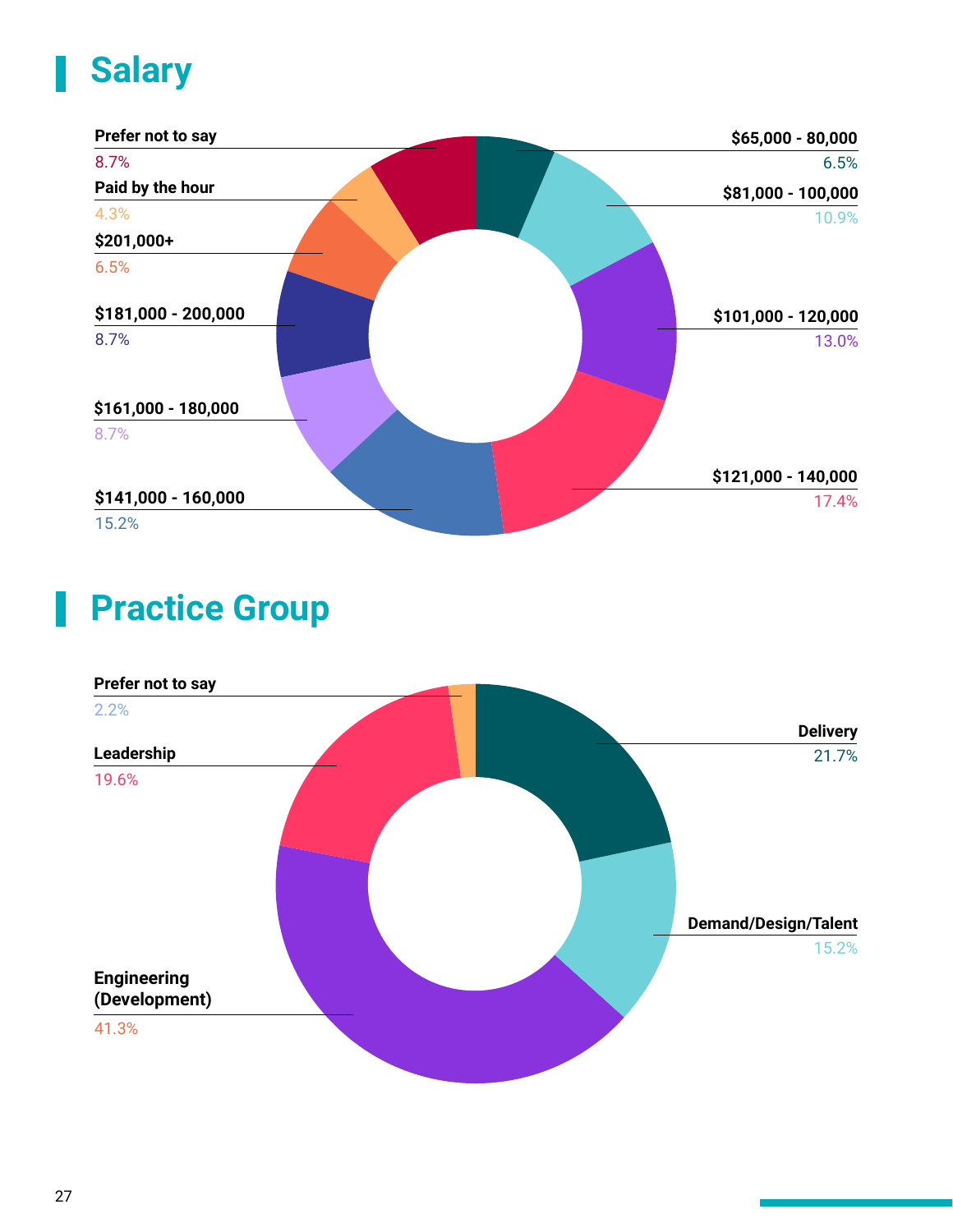## Salary

Prefer not to say
8.7%

Paid by the hour
4.3%

$201,000+
6.5%

$181,000 - 200,000
8.7%

$161,000 - 180,000
8.7%

$141,000 - 160,000
15.2%

$65,000 - 80,000
6.5%

$81,000 - 100,000
10.9%

$101,000 - 120,000
13.0%

$121,000 - 140,000
17.4%

## Practice Group

Prefer not to say
2.2%

Leadership
19.6%

Engineering (Development)
41.3%

Delivery
21.7%

Demand/Design/Talent
15.2%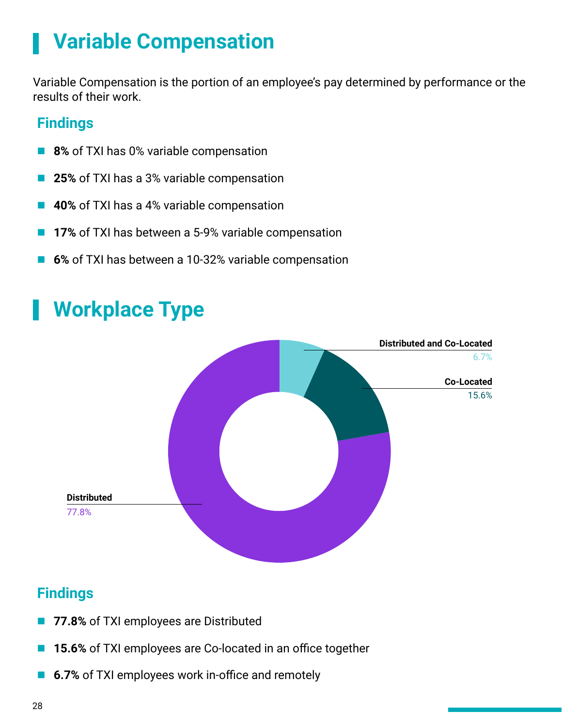# Variable Compensation

Variable Compensation is the portion of an employee's pay determined by performance or the results of their work.

## Findings

- **8%** of TXI has 0% variable compensation
- **25%** of TXI has a 3% variable compensation
- **40%** of TXI has a 4% variable compensation
- **17%** of TXI has between a 5-9% variable compensation
- **6%** of TXI has between a 10-32% variable compensation

# Workplace Type

Distributed and Co-Located
6.7%

Co-Located
15.6%

Distributed
77.8%

## Findings

- **77.8%** of TXI employees are Distributed
- **15.6%** of TXI employees are Co-located in an office together
- **6.7%** of TXI employees work in-office and remotely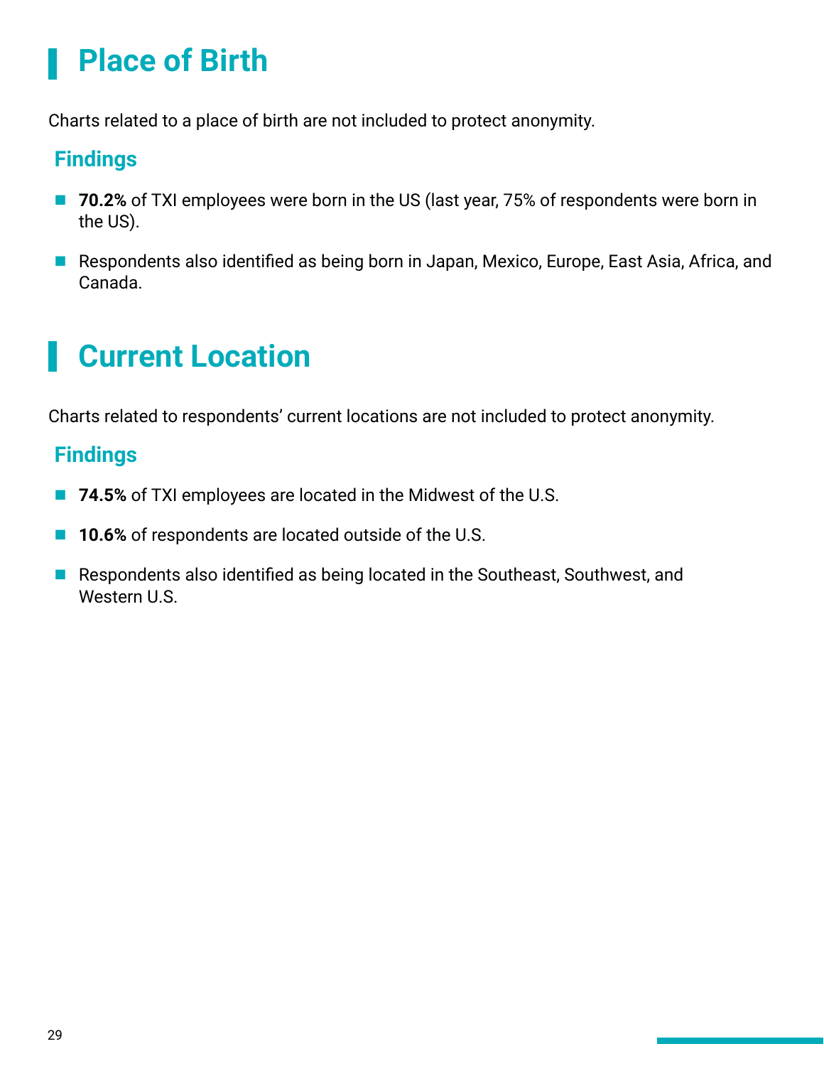# Place of Birth

Charts related to a place of birth are not included to protect anonymity.

## Findings

- **70.2%** of TXI employees were born in the US (last year, 75% of respondents were born in the US).
- Respondents also identified as being born in Japan, Mexico, Europe, East Asia, Africa, and Canada.

# Current Location

Charts related to respondents' current locations are not included to protect anonymity.

## Findings

- **74.5%** of TXI employees are located in the Midwest of the U.S.
- **10.6%** of respondents are located outside of the U.S.
- Respondents also identified as being located in the Southeast, Southwest, and Western U.S.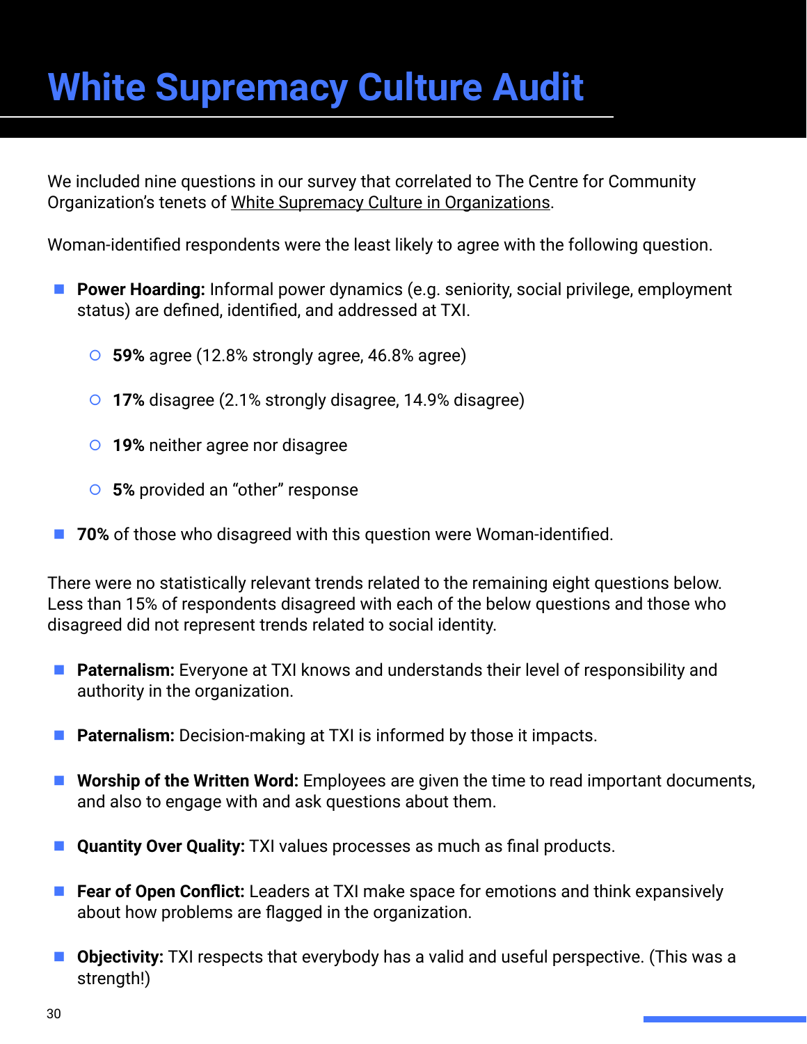# White Supremacy Culture Audit

We included nine questions in our survey that correlated to The Centre for Community Organization's tenets of White Supremacy Culture in Organizations.

Woman-identified respondents were the least likely to agree with the following question.

- **Power Hoarding:** Informal power dynamics (e.g. seniority, social privilege, employment status) are defined, identified, and addressed at TXI.
    - **59%** agree (12.8% strongly agree, 46.8% agree)
    - **17%** disagree (2.1% strongly disagree, 14.9% disagree)
    - **19%** neither agree nor disagree
    - **5%** provided an "other" response
- **70%** of those who disagreed with this question were Woman-identified.

There were no statistically relevant trends related to the remaining eight questions below. Less than 15% of respondents disagreed with each of the below questions and those who disagreed did not represent trends related to social identity.

- **Paternalism:** Everyone at TXI knows and understands their level of responsibility and authority in the organization.
- **Paternalism:** Decision-making at TXI is informed by those it impacts.
- **Worship of the Written Word:** Employees are given the time to read important documents, and also to engage with and ask questions about them.
- **Quantity Over Quality:** TXI values processes as much as final products.
- **Fear of Open Conflict:** Leaders at TXI make space for emotions and think expansively about how problems are flagged in the organization.
- **Objectivity:** TXI respects that everybody has a valid and useful perspective. (This was a strength!)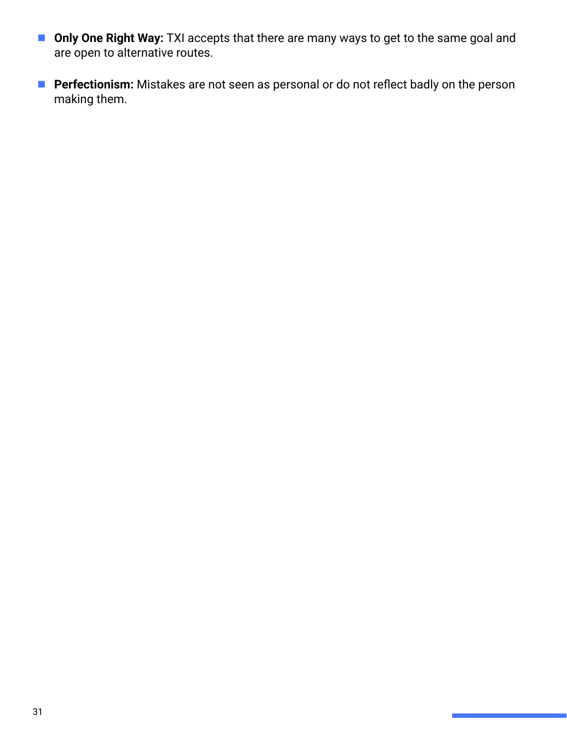- **Only One Right Way:** TXI accepts that there are many ways to get to the same goal and are open to alternative routes.

- **Perfectionism:** Mistakes are not seen as personal or do not reflect badly on the person making them.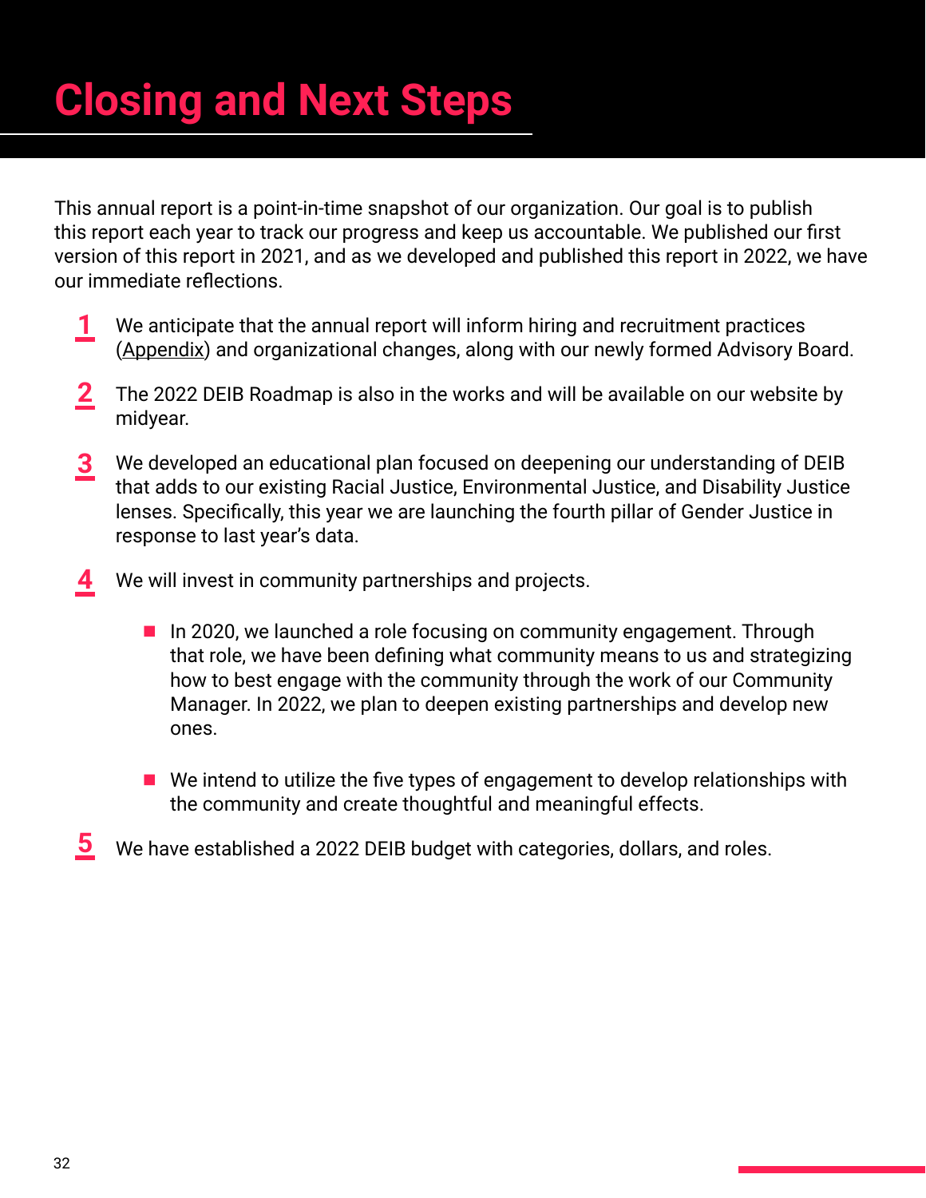# Closing and Next Steps

This annual report is a point-in-time snapshot of our organization. Our goal is to publish this report each year to track our progress and keep us accountable. We published our first version of this report in 2021, and as we developed and published this report in 2022, we have our immediate reflections.

1. We anticipate that the annual report will inform hiring and recruitment practices (Appendix) and organizational changes, along with our newly formed Advisory Board.

2. The 2022 DEIB Roadmap is also in the works and will be available on our website by midyear.

3. We developed an educational plan focused on deepening our understanding of DEIB that adds to our existing Racial Justice, Environmental Justice, and Disability Justice lenses. Specifically, this year we are launching the fourth pillar of Gender Justice in response to last year's data.

4. We will invest in community partnerships and projects.

   - In 2020, we launched a role focusing on community engagement. Through that role, we have been defining what community means to us and strategizing how to best engage with the community through the work of our Community Manager. In 2022, we plan to deepen existing partnerships and develop new ones.

   - We intend to utilize the five types of engagement to develop relationships with the community and create thoughtful and meaningful effects.

5. We have established a 2022 DEIB budget with categories, dollars, and roles.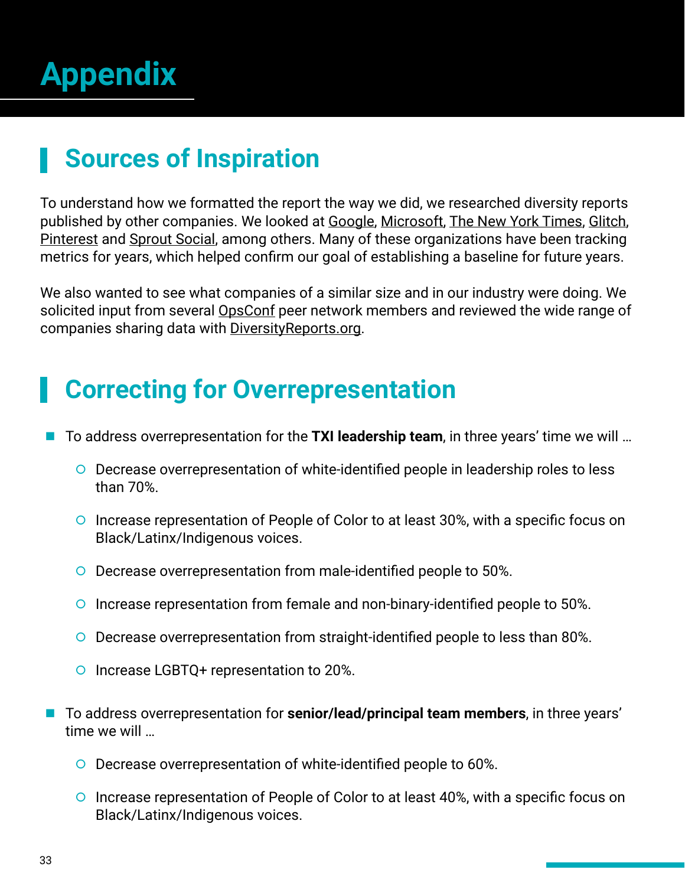# Appendix

## Sources of Inspiration

To understand how we formatted the report the way we did, we researched diversity reports published by other companies. We looked at Google, Microsoft, The New York Times, Glitch, Pinterest and Sprout Social, among others. Many of these organizations have been tracking metrics for years, which helped confirm our goal of establishing a baseline for future years.

We also wanted to see what companies of a similar size and in our industry were doing. We solicited input from several OpsConf peer network members and reviewed the wide range of companies sharing data with DiversityReports.org.

## Correcting for Overrepresentation

- To address overrepresentation for the **TXI leadership team**, in three years' time we will …
  - Decrease overrepresentation of white-identified people in leadership roles to less than 70%.
  - Increase representation of People of Color to at least 30%, with a specific focus on Black/Latinx/Indigenous voices.
  - Decrease overrepresentation from male-identified people to 50%.
  - Increase representation from female and non-binary-identified people to 50%.
  - Decrease overrepresentation from straight-identified people to less than 80%.
  - Increase LGBTQ+ representation to 20%.
- To address overrepresentation for **senior/lead/principal team members**, in three years' time we will …
  - Decrease overrepresentation of white-identified people to 60%.
  - Increase representation of People of Color to at least 40%, with a specific focus on Black/Latinx/Indigenous voices.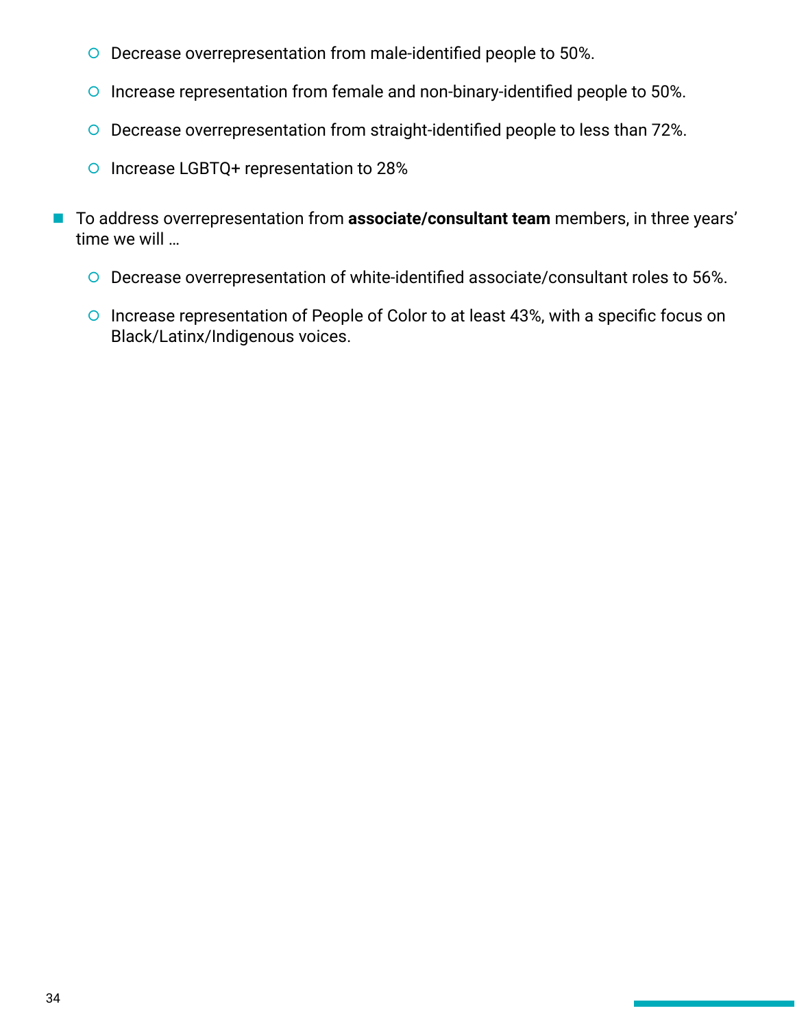- Decrease overrepresentation from male-identified people to 50%.
  - Increase representation from female and non-binary-identified people to 50%.
  - Decrease overrepresentation from straight-identified people to less than 72%.
  - Increase LGBTQ+ representation to 28%

- To address overrepresentation from **associate/consultant team** members, in three years' time we will …
  - Decrease overrepresentation of white-identified associate/consultant roles to 56%.
  - Increase representation of People of Color to at least 43%, with a specific focus on Black/Latinx/Indigenous voices.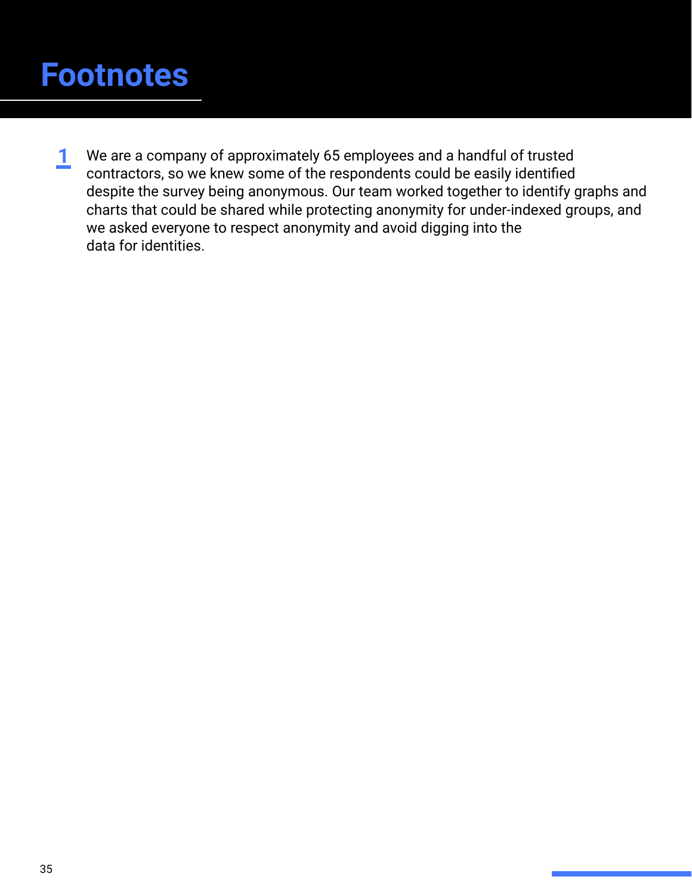# Footnotes

1. We are a company of approximately 65 employees and a handful of trusted contractors, so we knew some of the respondents could be easily identified despite the survey being anonymous. Our team worked together to identify graphs and charts that could be shared while protecting anonymity for under-indexed groups, and we asked everyone to respect anonymity and avoid digging into the data for identities.